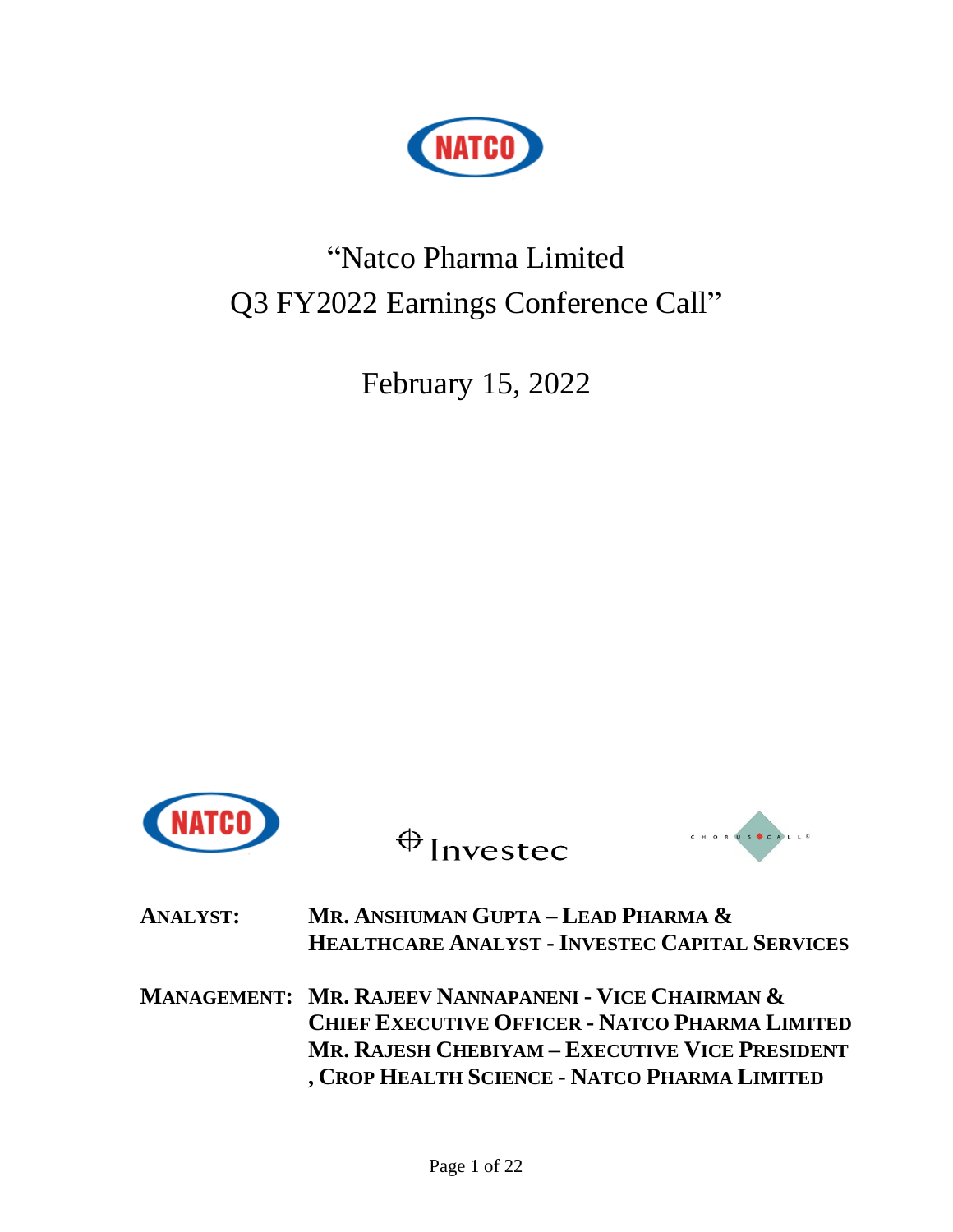# "Natco Pharma Limited Q3 FY2022 Earnings Conference Call"

February 15, 2022

**ANALYST:** **MR. ANSHUMAN GUPTA – LEAD PHARMA & HEALTHCARE ANALYST - INVESTEC CAPITAL SERVICES**

**MANAGEMENT:** **MR. RAJEEV NANNAPANENI - VICE CHAIRMAN & CHIEF EXECUTIVE OFFICER - NATCO PHARMA LIMITED**
**MR. RAJESH CHEBIYAM – EXECUTIVE VICE PRESIDENT, CROP HEALTH SCIENCE - NATCO PHARMA LIMITED**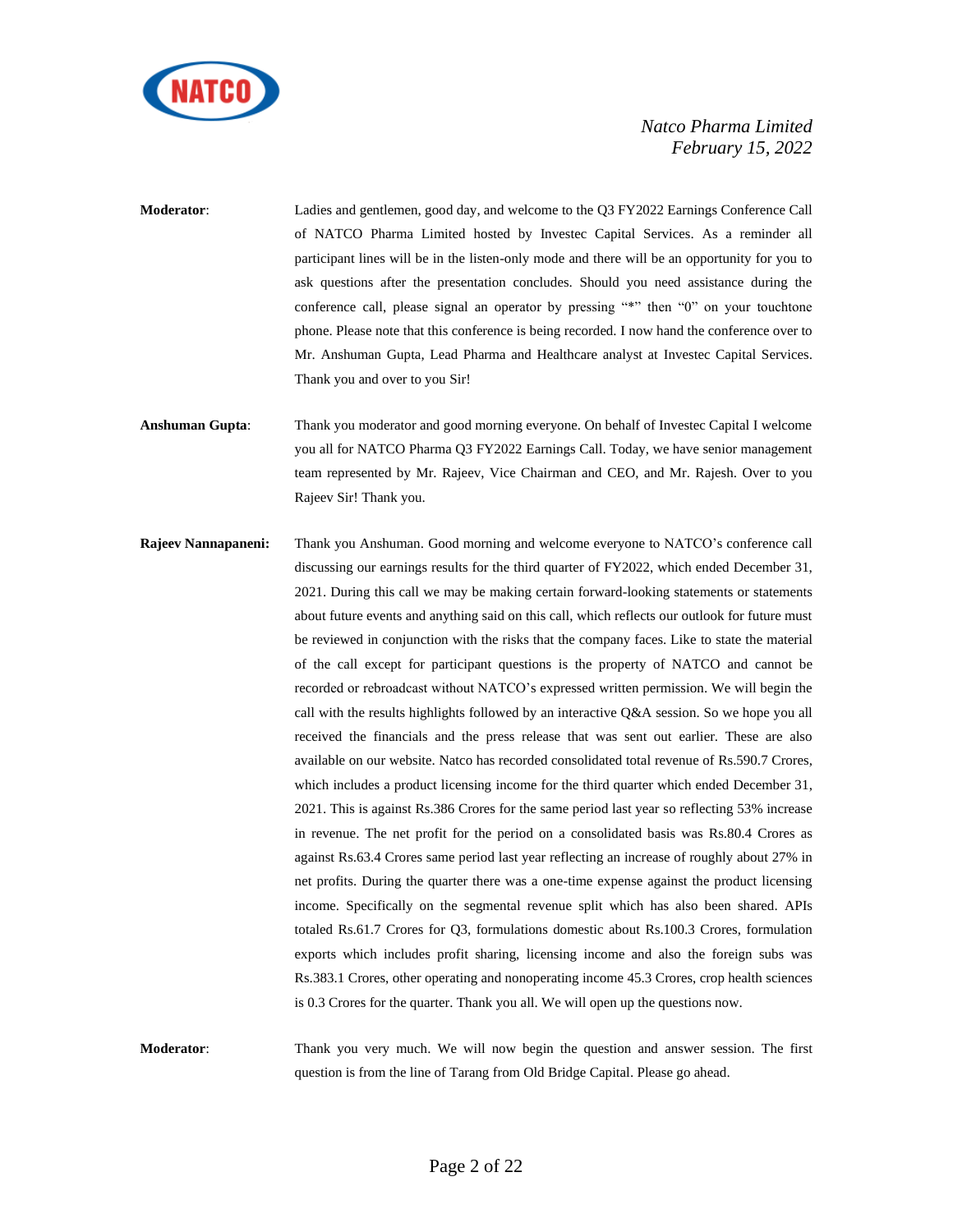**Moderator**: Ladies and gentlemen, good day, and welcome to the Q3 FY2022 Earnings Conference Call of NATCO Pharma Limited hosted by Investec Capital Services. As a reminder all participant lines will be in the listen-only mode and there will be an opportunity for you to ask questions after the presentation concludes. Should you need assistance during the conference call, please signal an operator by pressing "*" then "0" on your touchtone phone. Please note that this conference is being recorded. I now hand the conference over to Mr. Anshuman Gupta, Lead Pharma and Healthcare analyst at Investec Capital Services. Thank you and over to you Sir!

**Anshuman Gupta**: Thank you moderator and good morning everyone. On behalf of Investec Capital I welcome you all for NATCO Pharma Q3 FY2022 Earnings Call. Today, we have senior management team represented by Mr. Rajeev, Vice Chairman and CEO, and Mr. Rajesh. Over to you Rajeev Sir! Thank you.

**Rajeev Nannapaneni:** Thank you Anshuman. Good morning and welcome everyone to NATCO's conference call discussing our earnings results for the third quarter of FY2022, which ended December 31, 2021. During this call we may be making certain forward-looking statements or statements about future events and anything said on this call, which reflects our outlook for future must be reviewed in conjunction with the risks that the company faces. Like to state the material of the call except for participant questions is the property of NATCO and cannot be recorded or rebroadcast without NATCO's expressed written permission. We will begin the call with the results highlights followed by an interactive Q&A session. So we hope you all received the financials and the press release that was sent out earlier. These are also available on our website. Natco has recorded consolidated total revenue of Rs.590.7 Crores, which includes a product licensing income for the third quarter which ended December 31, 2021. This is against Rs.386 Crores for the same period last year so reflecting 53% increase in revenue. The net profit for the period on a consolidated basis was Rs.80.4 Crores as against Rs.63.4 Crores same period last year reflecting an increase of roughly about 27% in net profits. During the quarter there was a one-time expense against the product licensing income. Specifically on the segmental revenue split which has also been shared. APIs totaled Rs.61.7 Crores for Q3, formulations domestic about Rs.100.3 Crores, formulation exports which includes profit sharing, licensing income and also the foreign subs was Rs.383.1 Crores, other operating and nonoperating income 45.3 Crores, crop health sciences is 0.3 Crores for the quarter. Thank you all. We will open up the questions now.

**Moderator**: Thank you very much. We will now begin the question and answer session. The first question is from the line of Tarang from Old Bridge Capital. Please go ahead.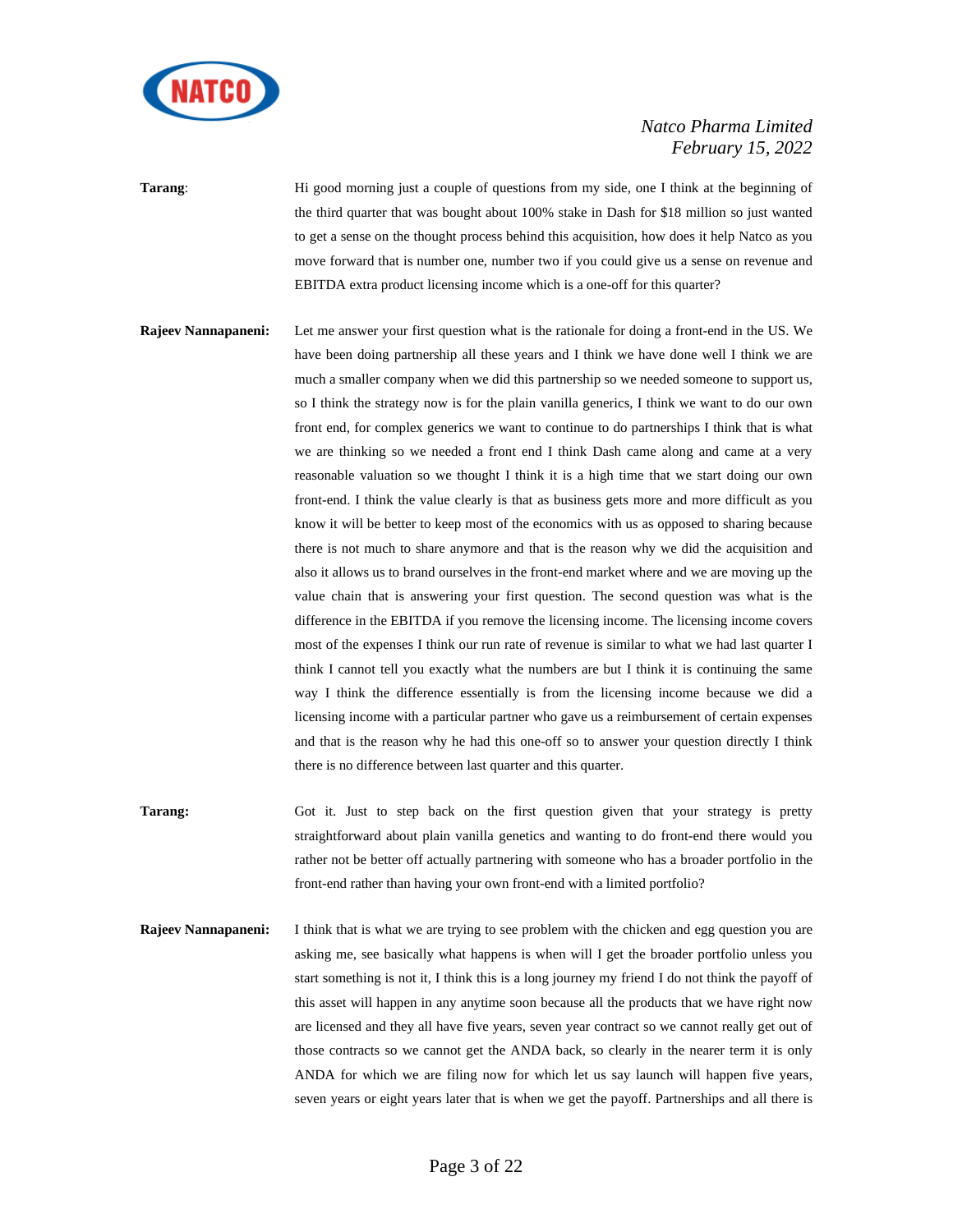**Tarang**: Hi good morning just a couple of questions from my side, one I think at the beginning of the third quarter that was bought about 100% stake in Dash for $18 million so just wanted to get a sense on the thought process behind this acquisition, how does it help Natco as you move forward that is number one, number two if you could give us a sense on revenue and EBITDA extra product licensing income which is a one-off for this quarter?

**Rajeev Nannapaneni:** Let me answer your first question what is the rationale for doing a front-end in the US. We have been doing partnership all these years and I think we have done well I think we are much a smaller company when we did this partnership so we needed someone to support us, so I think the strategy now is for the plain vanilla generics, I think we want to do our own front end, for complex generics we want to continue to do partnerships I think that is what we are thinking so we needed a front end I think Dash came along and came at a very reasonable valuation so we thought I think it is a high time that we start doing our own front-end. I think the value clearly is that as business gets more and more difficult as you know it will be better to keep most of the economics with us as opposed to sharing because there is not much to share anymore and that is the reason why we did the acquisition and also it allows us to brand ourselves in the front-end market where and we are moving up the value chain that is answering your first question. The second question was what is the difference in the EBITDA if you remove the licensing income. The licensing income covers most of the expenses I think our run rate of revenue is similar to what we had last quarter I think I cannot tell you exactly what the numbers are but I think it is continuing the same way I think the difference essentially is from the licensing income because we did a licensing income with a particular partner who gave us a reimbursement of certain expenses and that is the reason why he had this one-off so to answer your question directly I think there is no difference between last quarter and this quarter.

**Tarang:** Got it. Just to step back on the first question given that your strategy is pretty straightforward about plain vanilla genetics and wanting to do front-end there would you rather not be better off actually partnering with someone who has a broader portfolio in the front-end rather than having your own front-end with a limited portfolio?

**Rajeev Nannapaneni:** I think that is what we are trying to see problem with the chicken and egg question you are asking me, see basically what happens is when will I get the broader portfolio unless you start something is not it, I think this is a long journey my friend I do not think the payoff of this asset will happen in any anytime soon because all the products that we have right now are licensed and they all have five years, seven year contract so we cannot really get out of those contracts so we cannot get the ANDA back, so clearly in the nearer term it is only ANDA for which we are filing now for which let us say launch will happen five years, seven years or eight years later that is when we get the payoff. Partnerships and all there is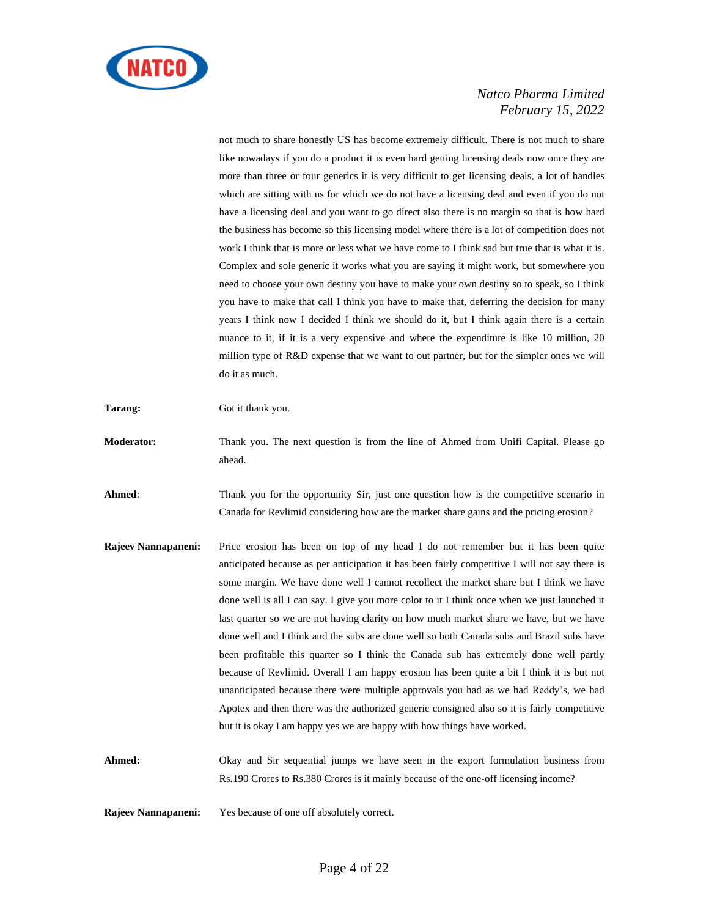not much to share honestly US has become extremely difficult. There is not much to share like nowadays if you do a product it is even hard getting licensing deals now once they are more than three or four generics it is very difficult to get licensing deals, a lot of handles which are sitting with us for which we do not have a licensing deal and even if you do not have a licensing deal and you want to go direct also there is no margin so that is how hard the business has become so this licensing model where there is a lot of competition does not work I think that is more or less what we have come to I think sad but true that is what it is. Complex and sole generic it works what you are saying it might work, but somewhere you need to choose your own destiny you have to make your own destiny so to speak, so I think you have to make that call I think you have to make that, deferring the decision for many years I think now I decided I think we should do it, but I think again there is a certain nuance to it, if it is a very expensive and where the expenditure is like 10 million, 20 million type of R&D expense that we want to out partner, but for the simpler ones we will do it as much.

**Tarang:** Got it thank you.

**Moderator:** Thank you. The next question is from the line of Ahmed from Unifi Capital. Please go ahead.

**Ahmed**: Thank you for the opportunity Sir, just one question how is the competitive scenario in Canada for Revlimid considering how are the market share gains and the pricing erosion?

**Rajeev Nannapaneni:** Price erosion has been on top of my head I do not remember but it has been quite anticipated because as per anticipation it has been fairly competitive I will not say there is some margin. We have done well I cannot recollect the market share but I think we have done well is all I can say. I give you more color to it I think once when we just launched it last quarter so we are not having clarity on how much market share we have, but we have done well and I think and the subs are done well so both Canada subs and Brazil subs have been profitable this quarter so I think the Canada sub has extremely done well partly because of Revlimid. Overall I am happy erosion has been quite a bit I think it is but not unanticipated because there were multiple approvals you had as we had Reddy's, we had Apotex and then there was the authorized generic consigned also so it is fairly competitive but it is okay I am happy yes we are happy with how things have worked.

**Ahmed:** Okay and Sir sequential jumps we have seen in the export formulation business from Rs.190 Crores to Rs.380 Crores is it mainly because of the one-off licensing income?

**Rajeev Nannapaneni:** Yes because of one off absolutely correct.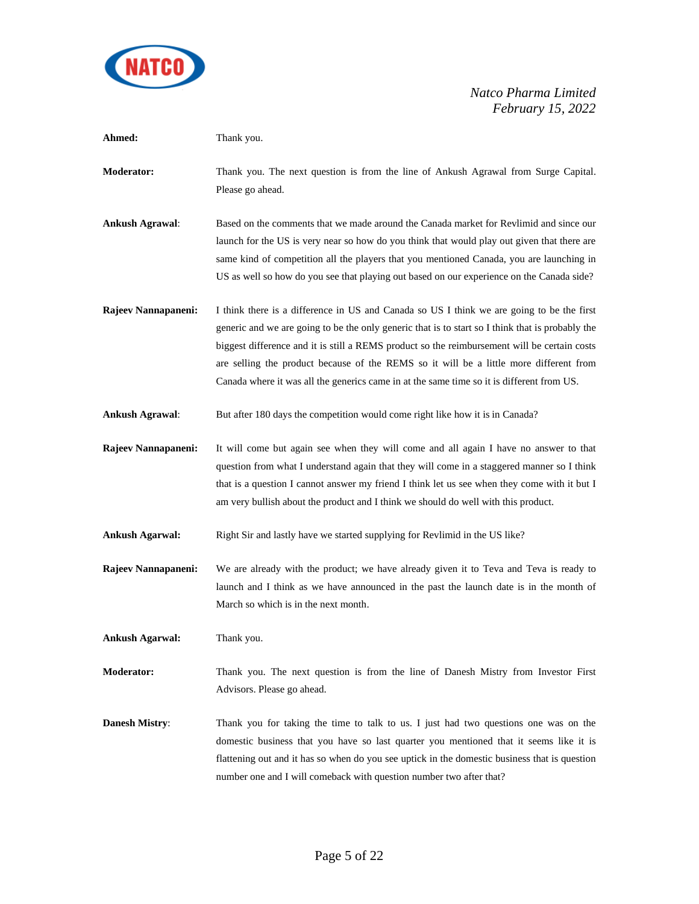**Ahmed:** Thank you.

**Moderator:** Thank you. The next question is from the line of Ankush Agrawal from Surge Capital. Please go ahead.

**Ankush Agrawal**: Based on the comments that we made around the Canada market for Revlimid and since our launch for the US is very near so how do you think that would play out given that there are same kind of competition all the players that you mentioned Canada, you are launching in US as well so how do you see that playing out based on our experience on the Canada side?

**Rajeev Nannapaneni:** I think there is a difference in US and Canada so US I think we are going to be the first generic and we are going to be the only generic that is to start so I think that is probably the biggest difference and it is still a REMS product so the reimbursement will be certain costs are selling the product because of the REMS so it will be a little more different from Canada where it was all the generics came in at the same time so it is different from US.

**Ankush Agrawal**: But after 180 days the competition would come right like how it is in Canada?

**Rajeev Nannapaneni:** It will come but again see when they will come and all again I have no answer to that question from what I understand again that they will come in a staggered manner so I think that is a question I cannot answer my friend I think let us see when they come with it but I am very bullish about the product and I think we should do well with this product.

**Ankush Agarwal:** Right Sir and lastly have we started supplying for Revlimid in the US like?

**Rajeev Nannapaneni:** We are already with the product; we have already given it to Teva and Teva is ready to launch and I think as we have announced in the past the launch date is in the month of March so which is in the next month.

**Ankush Agarwal:** Thank you.

**Moderator:** Thank you. The next question is from the line of Danesh Mistry from Investor First Advisors. Please go ahead.

**Danesh Mistry**: Thank you for taking the time to talk to us. I just had two questions one was on the domestic business that you have so last quarter you mentioned that it seems like it is flattening out and it has so when do you see uptick in the domestic business that is question number one and I will comeback with question number two after that?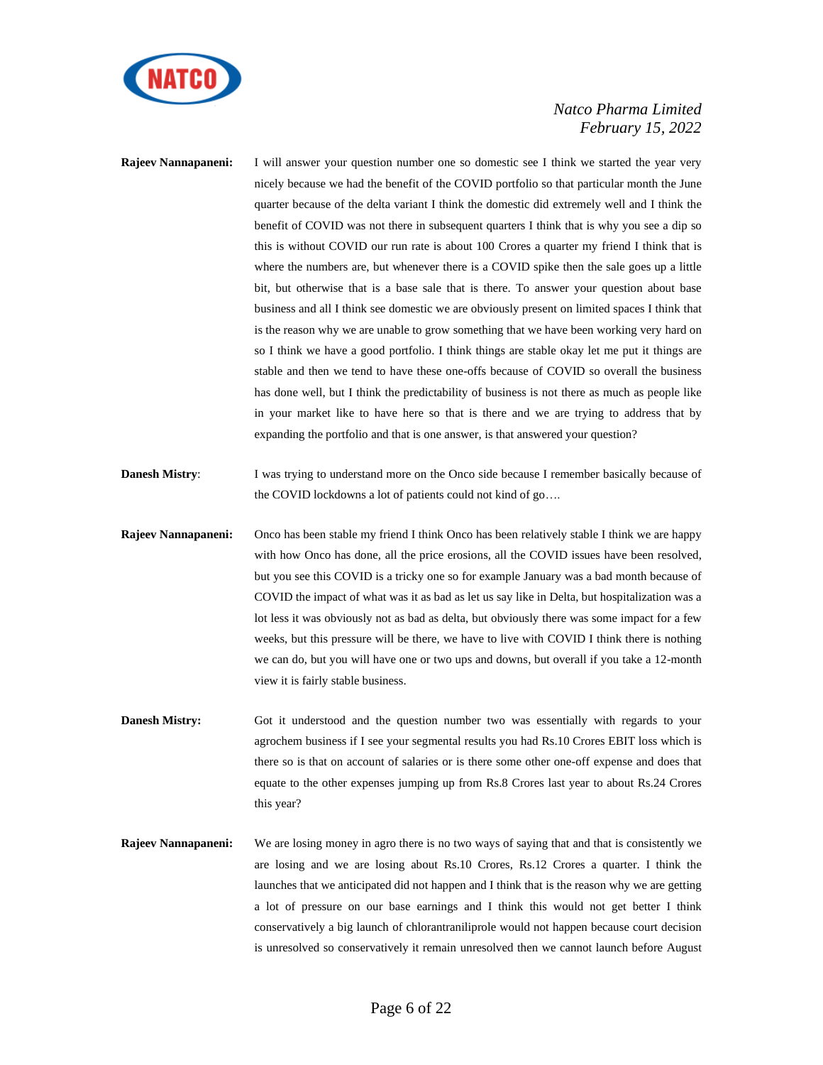**Rajeev Nannapaneni:** I will answer your question number one so domestic see I think we started the year very nicely because we had the benefit of the COVID portfolio so that particular month the June quarter because of the delta variant I think the domestic did extremely well and I think the benefit of COVID was not there in subsequent quarters I think that is why you see a dip so this is without COVID our run rate is about 100 Crores a quarter my friend I think that is where the numbers are, but whenever there is a COVID spike then the sale goes up a little bit, but otherwise that is a base sale that is there. To answer your question about base business and all I think see domestic we are obviously present on limited spaces I think that is the reason why we are unable to grow something that we have been working very hard on so I think we have a good portfolio. I think things are stable okay let me put it things are stable and then we tend to have these one-offs because of COVID so overall the business has done well, but I think the predictability of business is not there as much as people like in your market like to have here so that is there and we are trying to address that by expanding the portfolio and that is one answer, is that answered your question?

**Danesh Mistry**: I was trying to understand more on the Onco side because I remember basically because of the COVID lockdowns a lot of patients could not kind of go….

**Rajeev Nannapaneni:** Onco has been stable my friend I think Onco has been relatively stable I think we are happy with how Onco has done, all the price erosions, all the COVID issues have been resolved, but you see this COVID is a tricky one so for example January was a bad month because of COVID the impact of what was it as bad as let us say like in Delta, but hospitalization was a lot less it was obviously not as bad as delta, but obviously there was some impact for a few weeks, but this pressure will be there, we have to live with COVID I think there is nothing we can do, but you will have one or two ups and downs, but overall if you take a 12-month view it is fairly stable business.

**Danesh Mistry:** Got it understood and the question number two was essentially with regards to your agrochem business if I see your segmental results you had Rs.10 Crores EBIT loss which is there so is that on account of salaries or is there some other one-off expense and does that equate to the other expenses jumping up from Rs.8 Crores last year to about Rs.24 Crores this year?

**Rajeev Nannapaneni:** We are losing money in agro there is no two ways of saying that and that is consistently we are losing and we are losing about Rs.10 Crores, Rs.12 Crores a quarter. I think the launches that we anticipated did not happen and I think that is the reason why we are getting a lot of pressure on our base earnings and I think this would not get better I think conservatively a big launch of chlorantraniliprole would not happen because court decision is unresolved so conservatively it remain unresolved then we cannot launch before August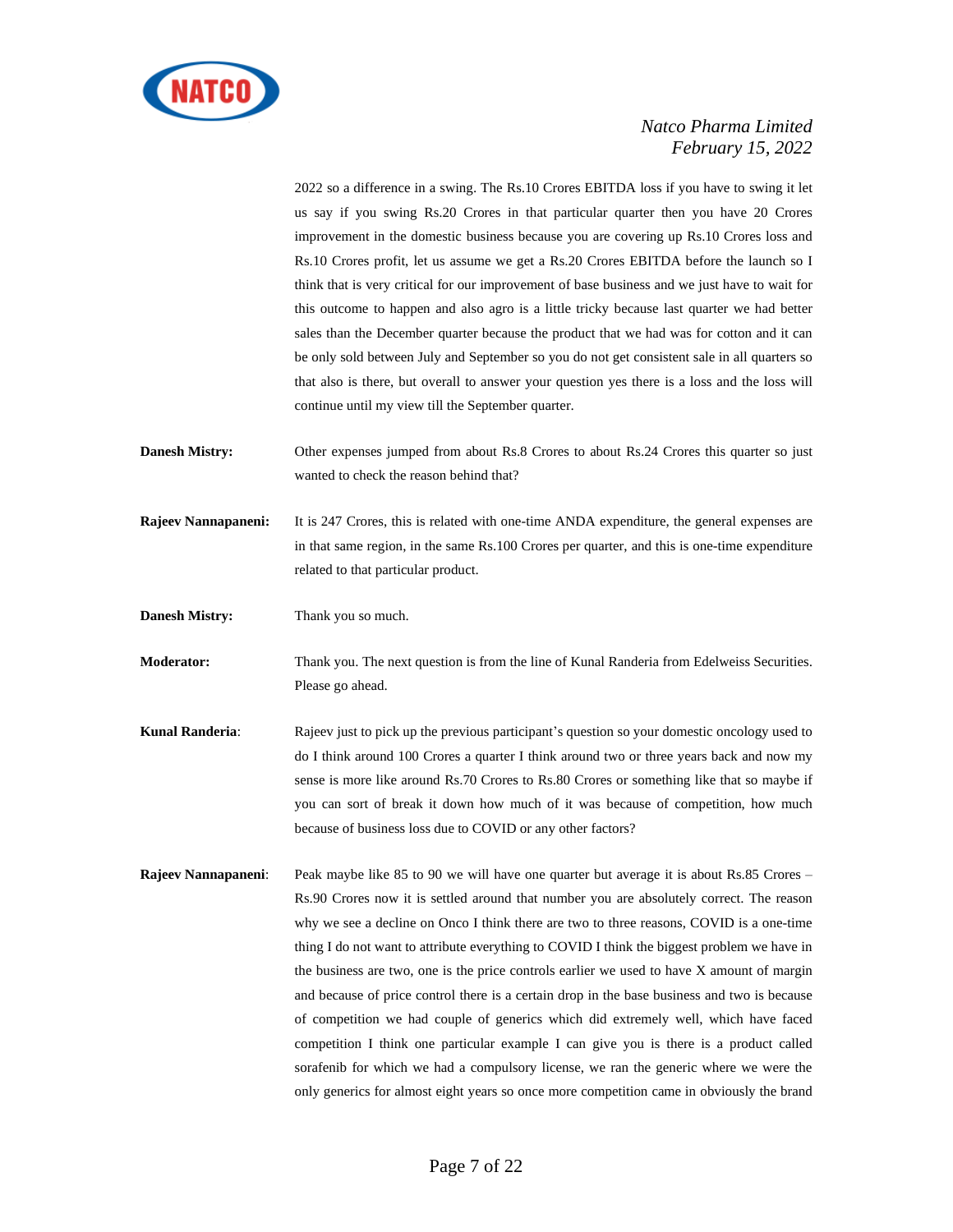2022 so a difference in a swing. The Rs.10 Crores EBITDA loss if you have to swing it let us say if you swing Rs.20 Crores in that particular quarter then you have 20 Crores improvement in the domestic business because you are covering up Rs.10 Crores loss and Rs.10 Crores profit, let us assume we get a Rs.20 Crores EBITDA before the launch so I think that is very critical for our improvement of base business and we just have to wait for this outcome to happen and also agro is a little tricky because last quarter we had better sales than the December quarter because the product that we had was for cotton and it can be only sold between July and September so you do not get consistent sale in all quarters so that also is there, but overall to answer your question yes there is a loss and the loss will continue until my view till the September quarter.

**Danesh Mistry:** Other expenses jumped from about Rs.8 Crores to about Rs.24 Crores this quarter so just wanted to check the reason behind that?

**Rajeev Nannapaneni:** It is 247 Crores, this is related with one-time ANDA expenditure, the general expenses are in that same region, in the same Rs.100 Crores per quarter, and this is one-time expenditure related to that particular product.

**Danesh Mistry:** Thank you so much.

**Moderator:** Thank you. The next question is from the line of Kunal Randeria from Edelweiss Securities. Please go ahead.

**Kunal Randeria**: Rajeev just to pick up the previous participant's question so your domestic oncology used to do I think around 100 Crores a quarter I think around two or three years back and now my sense is more like around Rs.70 Crores to Rs.80 Crores or something like that so maybe if you can sort of break it down how much of it was because of competition, how much because of business loss due to COVID or any other factors?

**Rajeev Nannapaneni**: Peak maybe like 85 to 90 we will have one quarter but average it is about Rs.85 Crores – Rs.90 Crores now it is settled around that number you are absolutely correct. The reason why we see a decline on Onco I think there are two to three reasons, COVID is a one-time thing I do not want to attribute everything to COVID I think the biggest problem we have in the business are two, one is the price controls earlier we used to have X amount of margin and because of price control there is a certain drop in the base business and two is because of competition we had couple of generics which did extremely well, which have faced competition I think one particular example I can give you is there is a product called sorafenib for which we had a compulsory license, we ran the generic where we were the only generics for almost eight years so once more competition came in obviously the brand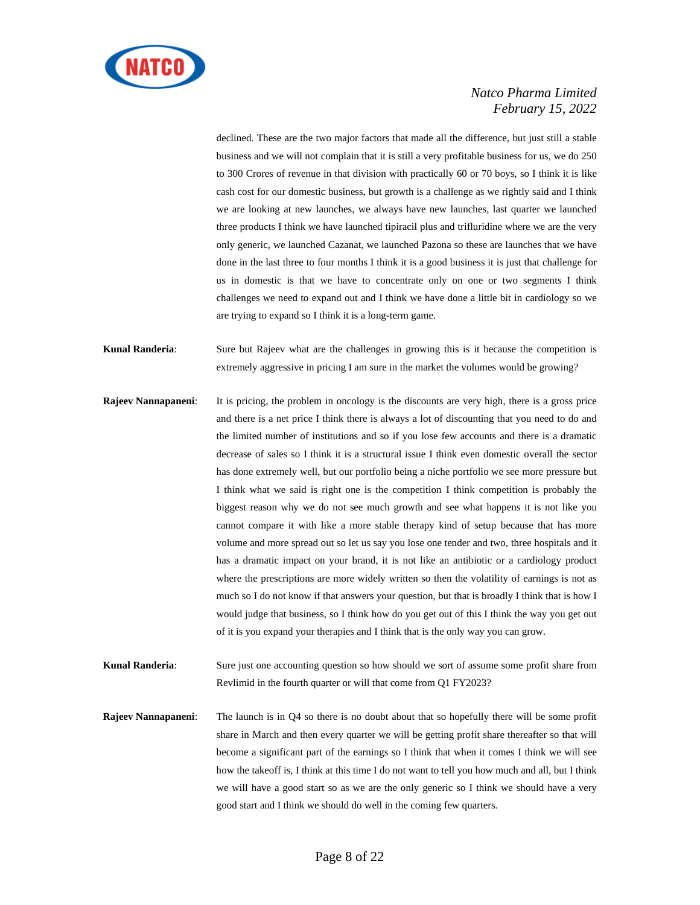declined. These are the two major factors that made all the difference, but just still a stable business and we will not complain that it is still a very profitable business for us, we do 250 to 300 Crores of revenue in that division with practically 60 or 70 boys, so I think it is like cash cost for our domestic business, but growth is a challenge as we rightly said and I think we are looking at new launches, we always have new launches, last quarter we launched three products I think we have launched tipiracil plus and trifluridine where we are the very only generic, we launched Cazanat, we launched Pazona so these are launches that we have done in the last three to four months I think it is a good business it is just that challenge for us in domestic is that we have to concentrate only on one or two segments I think challenges we need to expand out and I think we have done a little bit in cardiology so we are trying to expand so I think it is a long-term game.

**Kunal Randeria**: Sure but Rajeev what are the challenges in growing this is it because the competition is extremely aggressive in pricing I am sure in the market the volumes would be growing?

**Rajeev Nannapaneni**: It is pricing, the problem in oncology is the discounts are very high, there is a gross price and there is a net price I think there is always a lot of discounting that you need to do and the limited number of institutions and so if you lose few accounts and there is a dramatic decrease of sales so I think it is a structural issue I think even domestic overall the sector has done extremely well, but our portfolio being a niche portfolio we see more pressure but I think what we said is right one is the competition I think competition is probably the biggest reason why we do not see much growth and see what happens it is not like you cannot compare it with like a more stable therapy kind of setup because that has more volume and more spread out so let us say you lose one tender and two, three hospitals and it has a dramatic impact on your brand, it is not like an antibiotic or a cardiology product where the prescriptions are more widely written so then the volatility of earnings is not as much so I do not know if that answers your question, but that is broadly I think that is how I would judge that business, so I think how do you get out of this I think the way you get out of it is you expand your therapies and I think that is the only way you can grow.

**Kunal Randeria**: Sure just one accounting question so how should we sort of assume some profit share from Revlimid in the fourth quarter or will that come from Q1 FY2023?

**Rajeev Nannapaneni**: The launch is in Q4 so there is no doubt about that so hopefully there will be some profit share in March and then every quarter we will be getting profit share thereafter so that will become a significant part of the earnings so I think that when it comes I think we will see how the takeoff is, I think at this time I do not want to tell you how much and all, but I think we will have a good start so as we are the only generic so I think we should have a very good start and I think we should do well in the coming few quarters.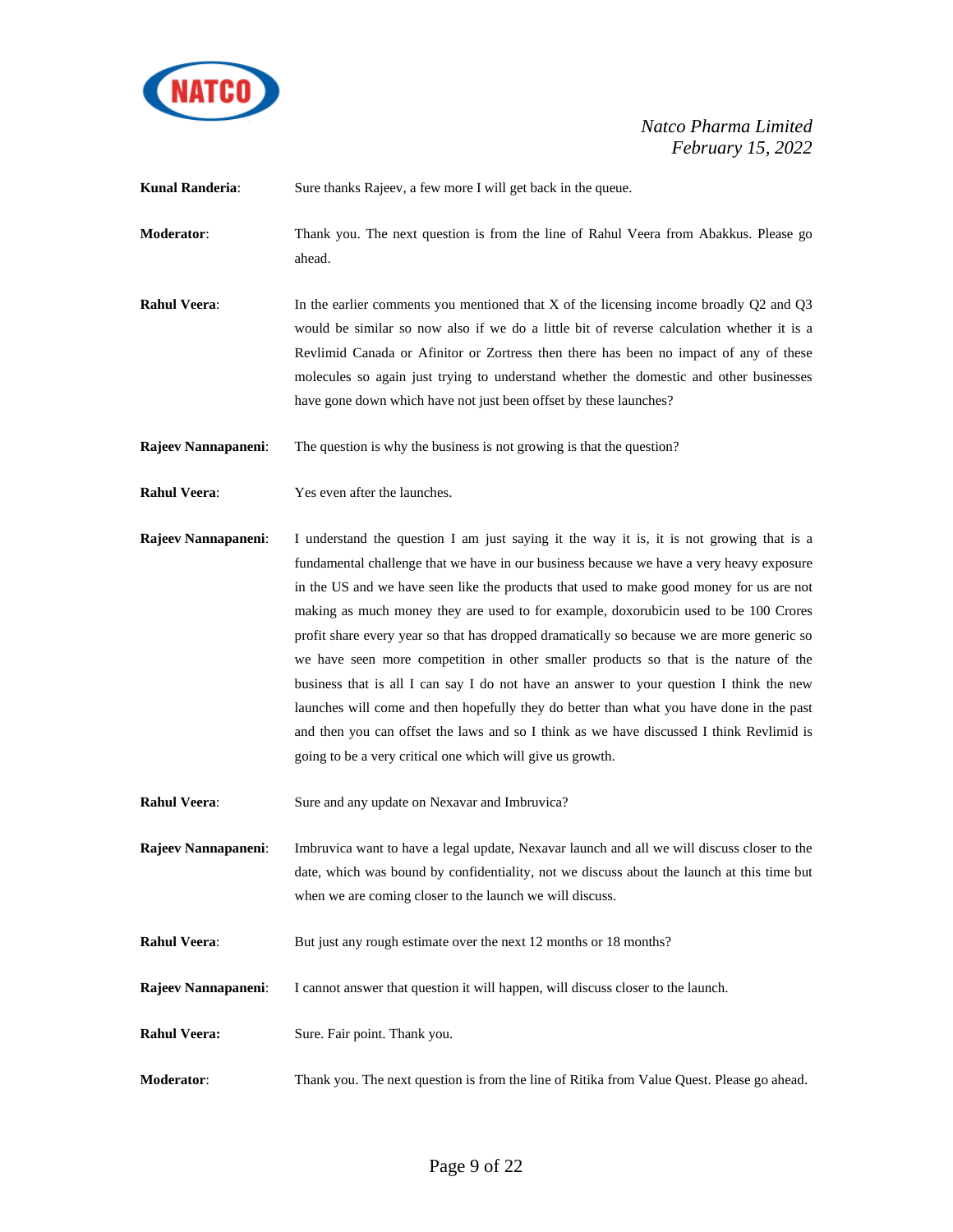**Kunal Randeria**: Sure thanks Rajeev, a few more I will get back in the queue.

**Moderator**: Thank you. The next question is from the line of Rahul Veera from Abakkus. Please go ahead.

**Rahul Veera**: In the earlier comments you mentioned that X of the licensing income broadly Q2 and Q3 would be similar so now also if we do a little bit of reverse calculation whether it is a Revlimid Canada or Afinitor or Zortress then there has been no impact of any of these molecules so again just trying to understand whether the domestic and other businesses have gone down which have not just been offset by these launches?

**Rajeev Nannapaneni**: The question is why the business is not growing is that the question?

**Rahul Veera**: Yes even after the launches.

**Rajeev Nannapaneni**: I understand the question I am just saying it the way it is, it is not growing that is a fundamental challenge that we have in our business because we have a very heavy exposure in the US and we have seen like the products that used to make good money for us are not making as much money they are used to for example, doxorubicin used to be 100 Crores profit share every year so that has dropped dramatically so because we are more generic so we have seen more competition in other smaller products so that is the nature of the business that is all I can say I do not have an answer to your question I think the new launches will come and then hopefully they do better than what you have done in the past and then you can offset the laws and so I think as we have discussed I think Revlimid is going to be a very critical one which will give us growth.

**Rahul Veera**: Sure and any update on Nexavar and Imbruvica?

**Rajeev Nannapaneni**: Imbruvica want to have a legal update, Nexavar launch and all we will discuss closer to the date, which was bound by confidentiality, not we discuss about the launch at this time but when we are coming closer to the launch we will discuss.

**Rahul Veera**: But just any rough estimate over the next 12 months or 18 months?

**Rajeev Nannapaneni**: I cannot answer that question it will happen, will discuss closer to the launch.

**Rahul Veera:** Sure. Fair point. Thank you.

**Moderator**: Thank you. The next question is from the line of Ritika from Value Quest. Please go ahead.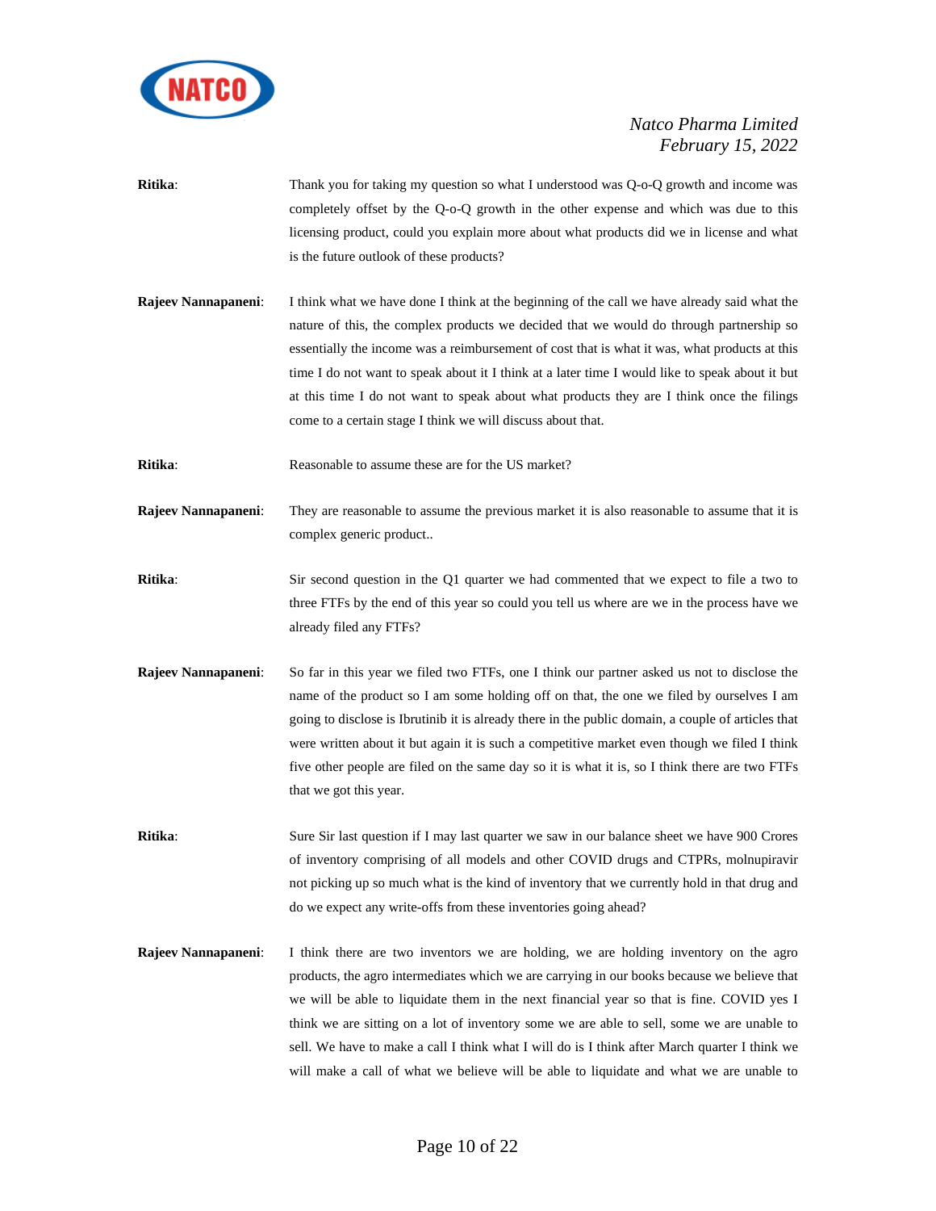**Ritika**: Thank you for taking my question so what I understood was Q-o-Q growth and income was completely offset by the Q-o-Q growth in the other expense and which was due to this licensing product, could you explain more about what products did we in license and what is the future outlook of these products?

**Rajeev Nannapaneni**: I think what we have done I think at the beginning of the call we have already said what the nature of this, the complex products we decided that we would do through partnership so essentially the income was a reimbursement of cost that is what it was, what products at this time I do not want to speak about it I think at a later time I would like to speak about it but at this time I do not want to speak about what products they are I think once the filings come to a certain stage I think we will discuss about that.

**Ritika**: Reasonable to assume these are for the US market?

**Rajeev Nannapaneni**: They are reasonable to assume the previous market it is also reasonable to assume that it is complex generic product..

**Ritika**: Sir second question in the Q1 quarter we had commented that we expect to file a two to three FTFs by the end of this year so could you tell us where are we in the process have we already filed any FTFs?

**Rajeev Nannapaneni**: So far in this year we filed two FTFs, one I think our partner asked us not to disclose the name of the product so I am some holding off on that, the one we filed by ourselves I am going to disclose is Ibrutinib it is already there in the public domain, a couple of articles that were written about it but again it is such a competitive market even though we filed I think five other people are filed on the same day so it is what it is, so I think there are two FTFs that we got this year.

**Ritika**: Sure Sir last question if I may last quarter we saw in our balance sheet we have 900 Crores of inventory comprising of all models and other COVID drugs and CTPRs, molnupiravir not picking up so much what is the kind of inventory that we currently hold in that drug and do we expect any write-offs from these inventories going ahead?

**Rajeev Nannapaneni**: I think there are two inventors we are holding, we are holding inventory on the agro products, the agro intermediates which we are carrying in our books because we believe that we will be able to liquidate them in the next financial year so that is fine. COVID yes I think we are sitting on a lot of inventory some we are able to sell, some we are unable to sell. We have to make a call I think what I will do is I think after March quarter I think we will make a call of what we believe will be able to liquidate and what we are unable to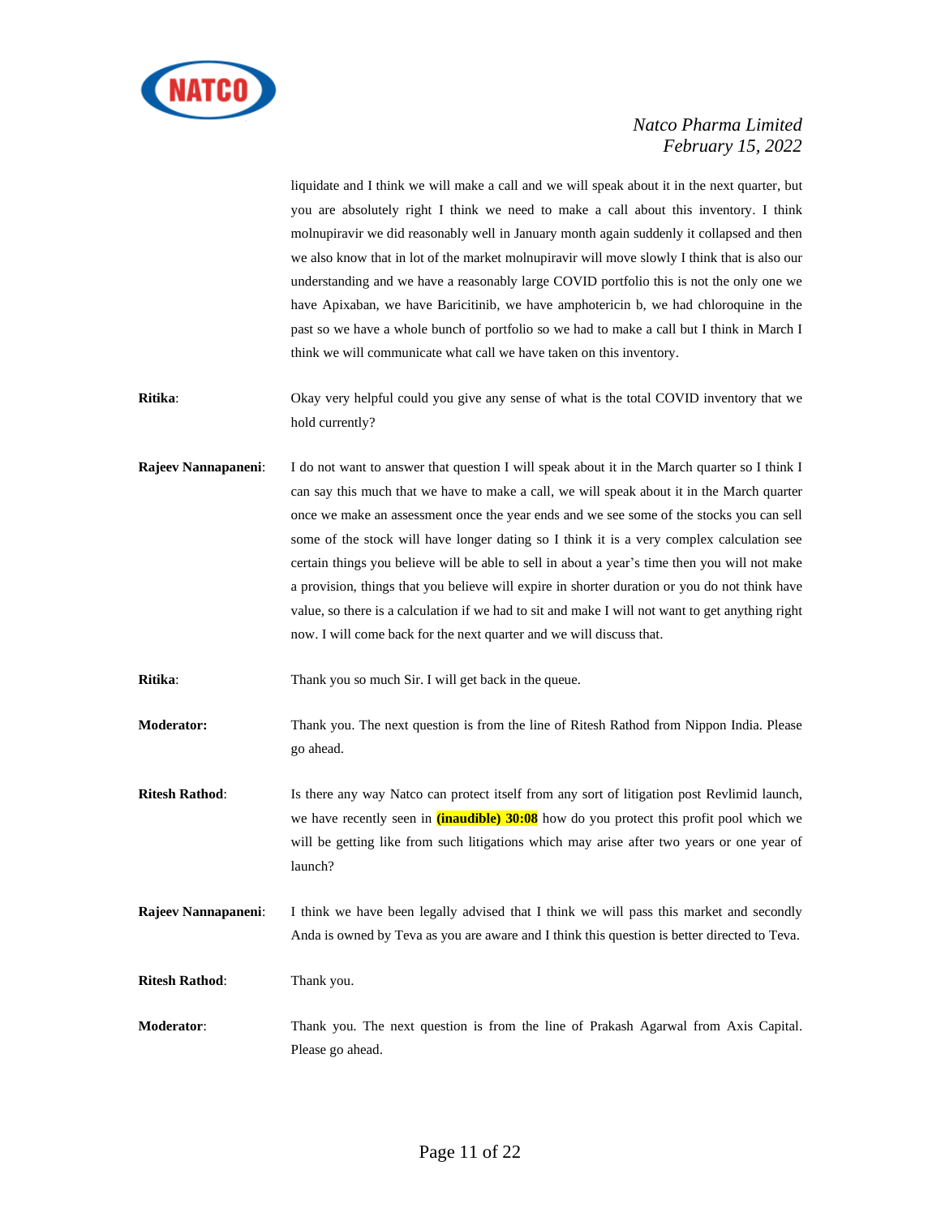liquidate and I think we will make a call and we will speak about it in the next quarter, but you are absolutely right I think we need to make a call about this inventory. I think molnupiravir we did reasonably well in January month again suddenly it collapsed and then we also know that in lot of the market molnupiravir will move slowly I think that is also our understanding and we have a reasonably large COVID portfolio this is not the only one we have Apixaban, we have Baricitinib, we have amphotericin b, we had chloroquine in the past so we have a whole bunch of portfolio so we had to make a call but I think in March I think we will communicate what call we have taken on this inventory.

**Ritika**: Okay very helpful could you give any sense of what is the total COVID inventory that we hold currently?

**Rajeev Nannapaneni**: I do not want to answer that question I will speak about it in the March quarter so I think I can say this much that we have to make a call, we will speak about it in the March quarter once we make an assessment once the year ends and we see some of the stocks you can sell some of the stock will have longer dating so I think it is a very complex calculation see certain things you believe will be able to sell in about a year's time then you will not make a provision, things that you believe will expire in shorter duration or you do not think have value, so there is a calculation if we had to sit and make I will not want to get anything right now. I will come back for the next quarter and we will discuss that.

**Ritika**: Thank you so much Sir. I will get back in the queue.

**Moderator:** Thank you. The next question is from the line of Ritesh Rathod from Nippon India. Please go ahead.

**Ritesh Rathod**: Is there any way Natco can protect itself from any sort of litigation post Revlimid launch, we have recently seen in **(inaudible) 30:08** how do you protect this profit pool which we will be getting like from such litigations which may arise after two years or one year of launch?

**Rajeev Nannapaneni**: I think we have been legally advised that I think we will pass this market and secondly Anda is owned by Teva as you are aware and I think this question is better directed to Teva.

**Ritesh Rathod**: Thank you.

**Moderator**: Thank you. The next question is from the line of Prakash Agarwal from Axis Capital. Please go ahead.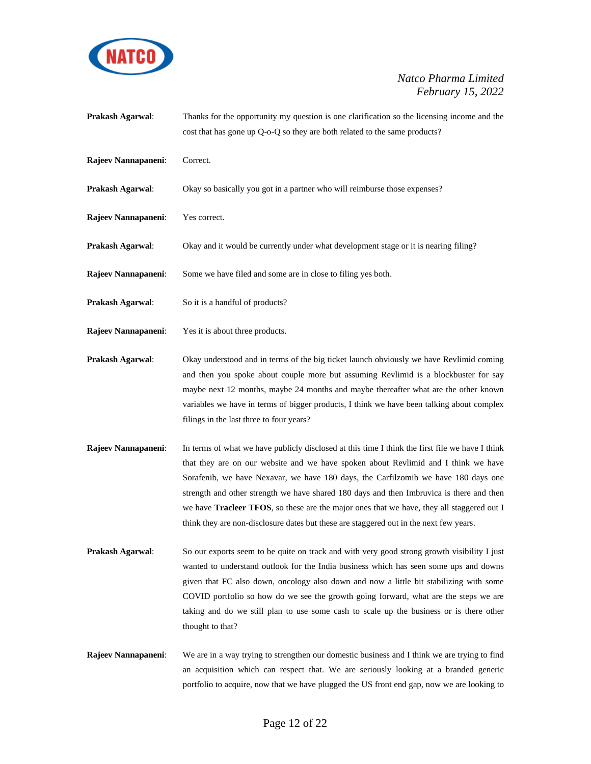**Prakash Agarwal**: Thanks for the opportunity my question is one clarification so the licensing income and the cost that has gone up Q-o-Q so they are both related to the same products?

**Rajeev Nannapaneni**: Correct.

**Prakash Agarwal**: Okay so basically you got in a partner who will reimburse those expenses?

**Rajeev Nannapaneni**: Yes correct.

**Prakash Agarwal**: Okay and it would be currently under what development stage or it is nearing filing?

**Rajeev Nannapaneni**: Some we have filed and some are in close to filing yes both.

**Prakash Agarwal**: So it is a handful of products?

**Rajeev Nannapaneni**: Yes it is about three products.

**Prakash Agarwal**: Okay understood and in terms of the big ticket launch obviously we have Revlimid coming and then you spoke about couple more but assuming Revlimid is a blockbuster for say maybe next 12 months, maybe 24 months and maybe thereafter what are the other known variables we have in terms of bigger products, I think we have been talking about complex filings in the last three to four years?

**Rajeev Nannapaneni**: In terms of what we have publicly disclosed at this time I think the first file we have I think that they are on our website and we have spoken about Revlimid and I think we have Sorafenib, we have Nexavar, we have 180 days, the Carfilzomib we have 180 days one strength and other strength we have shared 180 days and then Imbruvica is there and then we have **Tracleer TFOS**, so these are the major ones that we have, they all staggered out I think they are non-disclosure dates but these are staggered out in the next few years.

**Prakash Agarwal**: So our exports seem to be quite on track and with very good strong growth visibility I just wanted to understand outlook for the India business which has seen some ups and downs given that FC also down, oncology also down and now a little bit stabilizing with some COVID portfolio so how do we see the growth going forward, what are the steps we are taking and do we still plan to use some cash to scale up the business or is there other thought to that?

**Rajeev Nannapaneni**: We are in a way trying to strengthen our domestic business and I think we are trying to find an acquisition which can respect that. We are seriously looking at a branded generic portfolio to acquire, now that we have plugged the US front end gap, now we are looking to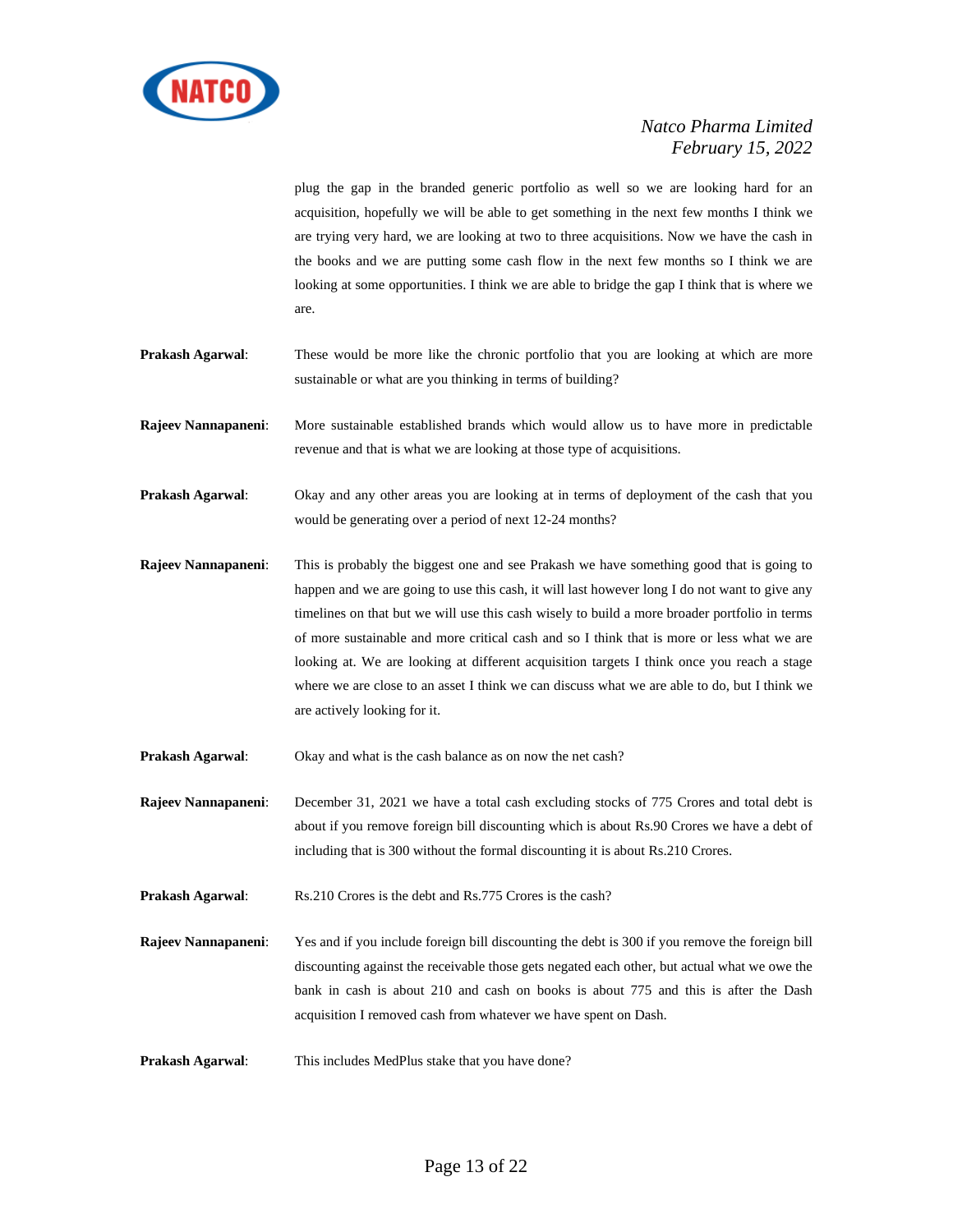plug the gap in the branded generic portfolio as well so we are looking hard for an acquisition, hopefully we will be able to get something in the next few months I think we are trying very hard, we are looking at two to three acquisitions. Now we have the cash in the books and we are putting some cash flow in the next few months so I think we are looking at some opportunities. I think we are able to bridge the gap I think that is where we are.

**Prakash Agarwal**: These would be more like the chronic portfolio that you are looking at which are more sustainable or what are you thinking in terms of building?

**Rajeev Nannapaneni**: More sustainable established brands which would allow us to have more in predictable revenue and that is what we are looking at those type of acquisitions.

**Prakash Agarwal**: Okay and any other areas you are looking at in terms of deployment of the cash that you would be generating over a period of next 12-24 months?

**Rajeev Nannapaneni**: This is probably the biggest one and see Prakash we have something good that is going to happen and we are going to use this cash, it will last however long I do not want to give any timelines on that but we will use this cash wisely to build a more broader portfolio in terms of more sustainable and more critical cash and so I think that is more or less what we are looking at. We are looking at different acquisition targets I think once you reach a stage where we are close to an asset I think we can discuss what we are able to do, but I think we are actively looking for it.

**Prakash Agarwal**: Okay and what is the cash balance as on now the net cash?

**Rajeev Nannapaneni**: December 31, 2021 we have a total cash excluding stocks of 775 Crores and total debt is about if you remove foreign bill discounting which is about Rs.90 Crores we have a debt of including that is 300 without the formal discounting it is about Rs.210 Crores.

**Prakash Agarwal**: Rs.210 Crores is the debt and Rs.775 Crores is the cash?

**Rajeev Nannapaneni**: Yes and if you include foreign bill discounting the debt is 300 if you remove the foreign bill discounting against the receivable those gets negated each other, but actual what we owe the bank in cash is about 210 and cash on books is about 775 and this is after the Dash acquisition I removed cash from whatever we have spent on Dash.

**Prakash Agarwal**: This includes MedPlus stake that you have done?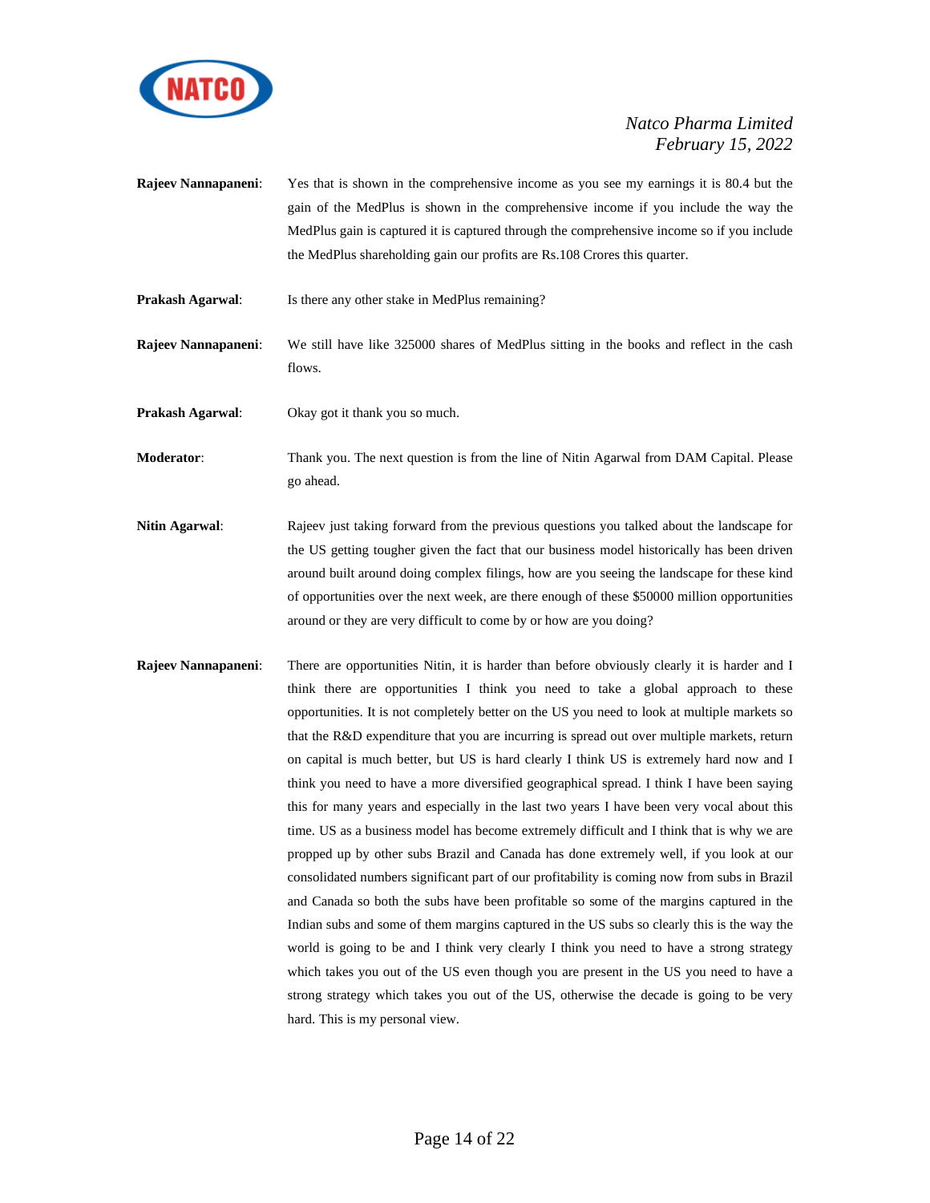**Rajeev Nannapaneni**: Yes that is shown in the comprehensive income as you see my earnings it is 80.4 but the gain of the MedPlus is shown in the comprehensive income if you include the way the MedPlus gain is captured it is captured through the comprehensive income so if you include the MedPlus shareholding gain our profits are Rs.108 Crores this quarter.

**Prakash Agarwal**: Is there any other stake in MedPlus remaining?

**Rajeev Nannapaneni**: We still have like 325000 shares of MedPlus sitting in the books and reflect in the cash flows.

**Prakash Agarwal**: Okay got it thank you so much.

**Moderator**: Thank you. The next question is from the line of Nitin Agarwal from DAM Capital. Please go ahead.

**Nitin Agarwal**: Rajeev just taking forward from the previous questions you talked about the landscape for the US getting tougher given the fact that our business model historically has been driven around built around doing complex filings, how are you seeing the landscape for these kind of opportunities over the next week, are there enough of these $50000 million opportunities around or they are very difficult to come by or how are you doing?

**Rajeev Nannapaneni**: There are opportunities Nitin, it is harder than before obviously clearly it is harder and I think there are opportunities I think you need to take a global approach to these opportunities. It is not completely better on the US you need to look at multiple markets so that the R&D expenditure that you are incurring is spread out over multiple markets, return on capital is much better, but US is hard clearly I think US is extremely hard now and I think you need to have a more diversified geographical spread. I think I have been saying this for many years and especially in the last two years I have been very vocal about this time. US as a business model has become extremely difficult and I think that is why we are propped up by other subs Brazil and Canada has done extremely well, if you look at our consolidated numbers significant part of our profitability is coming now from subs in Brazil and Canada so both the subs have been profitable so some of the margins captured in the Indian subs and some of them margins captured in the US subs so clearly this is the way the world is going to be and I think very clearly I think you need to have a strong strategy which takes you out of the US even though you are present in the US you need to have a strong strategy which takes you out of the US, otherwise the decade is going to be very hard. This is my personal view.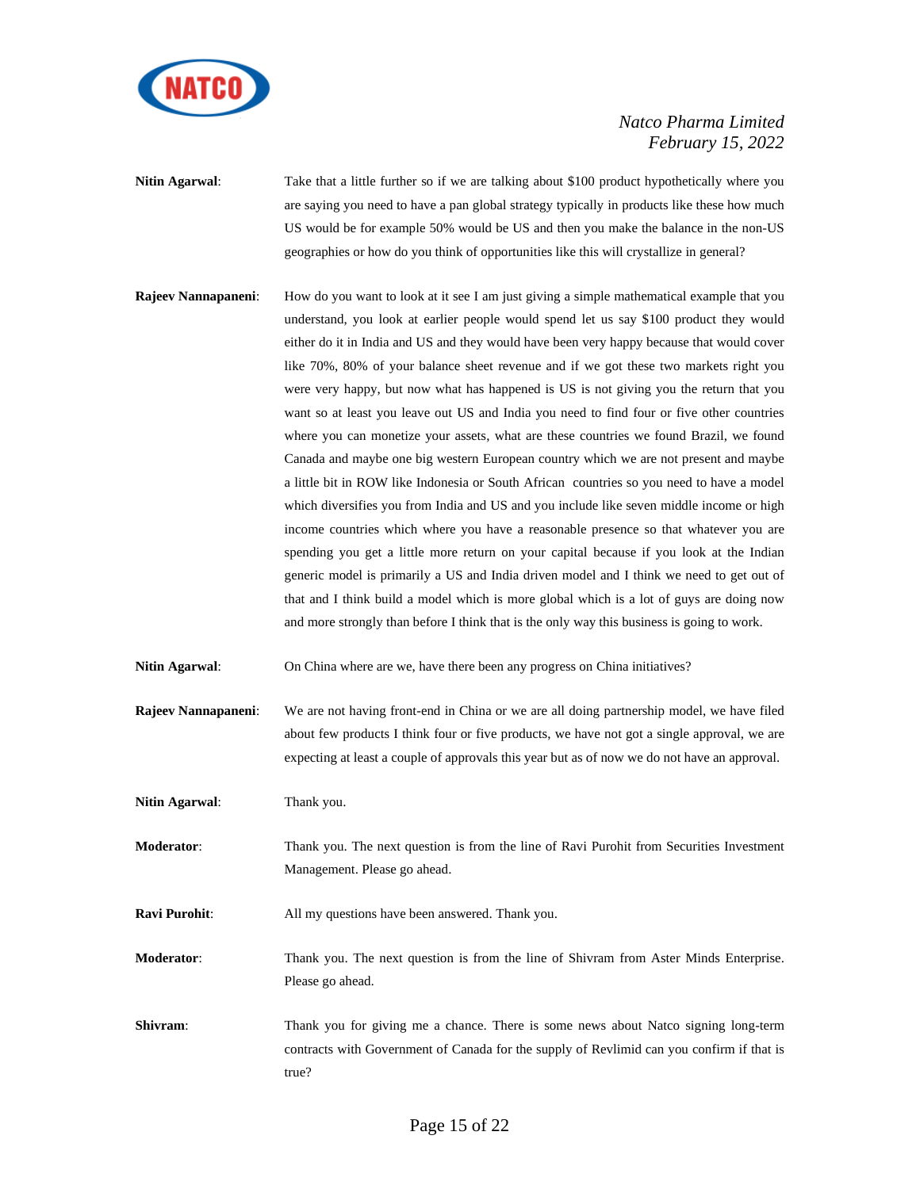**Nitin Agarwal**: Take that a little further so if we are talking about $100 product hypothetically where you are saying you need to have a pan global strategy typically in products like these how much US would be for example 50% would be US and then you make the balance in the non-US geographies or how do you think of opportunities like this will crystallize in general?

**Rajeev Nannapaneni**: How do you want to look at it see I am just giving a simple mathematical example that you understand, you look at earlier people would spend let us say $100 product they would either do it in India and US and they would have been very happy because that would cover like 70%, 80% of your balance sheet revenue and if we got these two markets right you were very happy, but now what has happened is US is not giving you the return that you want so at least you leave out US and India you need to find four or five other countries where you can monetize your assets, what are these countries we found Brazil, we found Canada and maybe one big western European country which we are not present and maybe a little bit in ROW like Indonesia or South African countries so you need to have a model which diversifies you from India and US and you include like seven middle income or high income countries which where you have a reasonable presence so that whatever you are spending you get a little more return on your capital because if you look at the Indian generic model is primarily a US and India driven model and I think we need to get out of that and I think build a model which is more global which is a lot of guys are doing now and more strongly than before I think that is the only way this business is going to work.

**Nitin Agarwal**: On China where are we, have there been any progress on China initiatives?

**Rajeev Nannapaneni**: We are not having front-end in China or we are all doing partnership model, we have filed about few products I think four or five products, we have not got a single approval, we are expecting at least a couple of approvals this year but as of now we do not have an approval.

**Nitin Agarwal**: Thank you.

**Moderator**: Thank you. The next question is from the line of Ravi Purohit from Securities Investment Management. Please go ahead.

**Ravi Purohit**: All my questions have been answered. Thank you.

**Moderator**: Thank you. The next question is from the line of Shivram from Aster Minds Enterprise. Please go ahead.

**Shivram**: Thank you for giving me a chance. There is some news about Natco signing long-term contracts with Government of Canada for the supply of Revlimid can you confirm if that is true?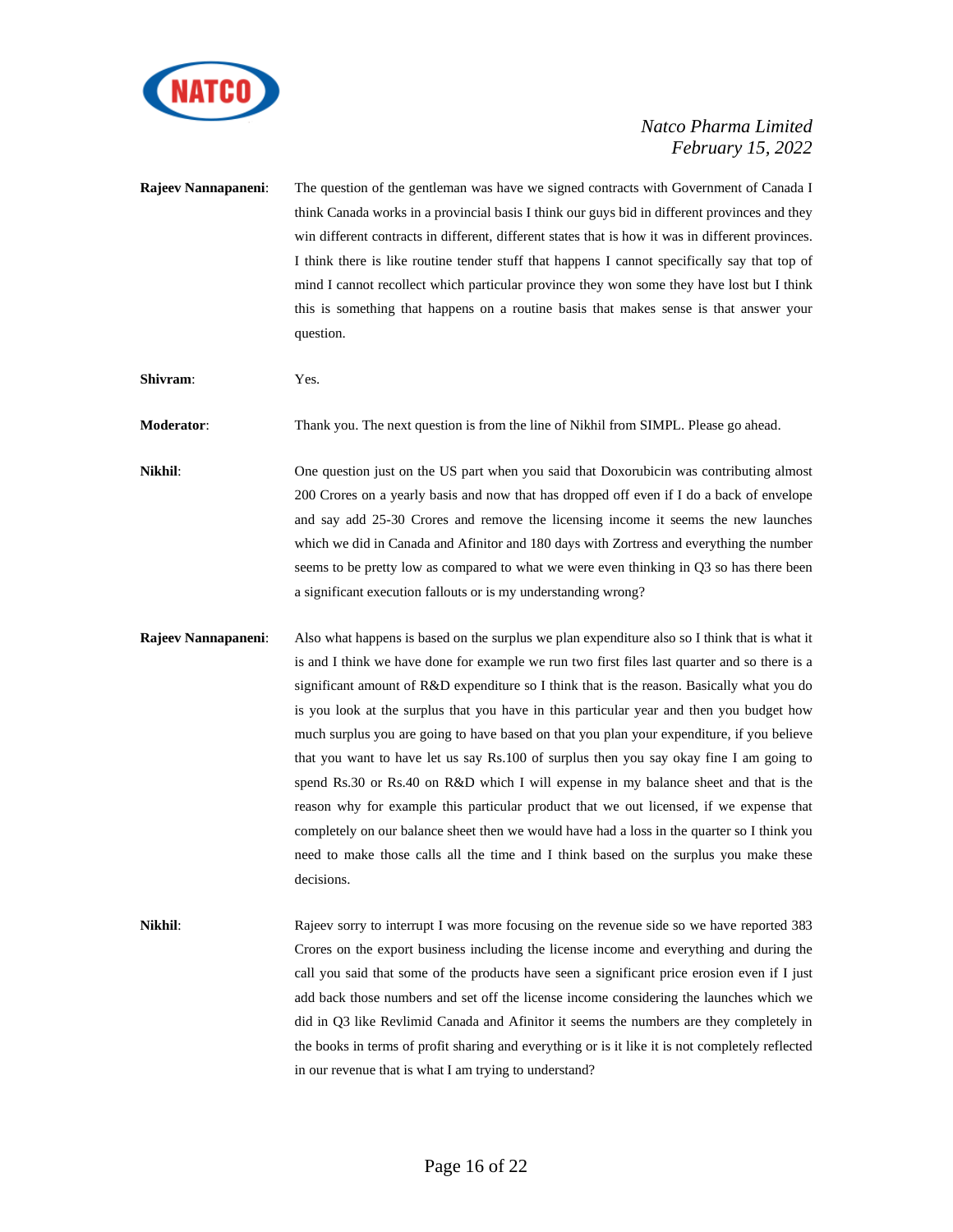**Rajeev Nannapaneni**: The question of the gentleman was have we signed contracts with Government of Canada I think Canada works in a provincial basis I think our guys bid in different provinces and they win different contracts in different, different states that is how it was in different provinces. I think there is like routine tender stuff that happens I cannot specifically say that top of mind I cannot recollect which particular province they won some they have lost but I think this is something that happens on a routine basis that makes sense is that answer your question.

**Shivram**: Yes.

**Moderator**: Thank you. The next question is from the line of Nikhil from SIMPL. Please go ahead.

**Nikhil**: One question just on the US part when you said that Doxorubicin was contributing almost 200 Crores on a yearly basis and now that has dropped off even if I do a back of envelope and say add 25-30 Crores and remove the licensing income it seems the new launches which we did in Canada and Afinitor and 180 days with Zortress and everything the number seems to be pretty low as compared to what we were even thinking in Q3 so has there been a significant execution fallouts or is my understanding wrong?

**Rajeev Nannapaneni**: Also what happens is based on the surplus we plan expenditure also so I think that is what it is and I think we have done for example we run two first files last quarter and so there is a significant amount of R&D expenditure so I think that is the reason. Basically what you do is you look at the surplus that you have in this particular year and then you budget how much surplus you are going to have based on that you plan your expenditure, if you believe that you want to have let us say Rs.100 of surplus then you say okay fine I am going to spend Rs.30 or Rs.40 on R&D which I will expense in my balance sheet and that is the reason why for example this particular product that we out licensed, if we expense that completely on our balance sheet then we would have had a loss in the quarter so I think you need to make those calls all the time and I think based on the surplus you make these decisions.

**Nikhil**: Rajeev sorry to interrupt I was more focusing on the revenue side so we have reported 383 Crores on the export business including the license income and everything and during the call you said that some of the products have seen a significant price erosion even if I just add back those numbers and set off the license income considering the launches which we did in Q3 like Revlimid Canada and Afinitor it seems the numbers are they completely in the books in terms of profit sharing and everything or is it like it is not completely reflected in our revenue that is what I am trying to understand?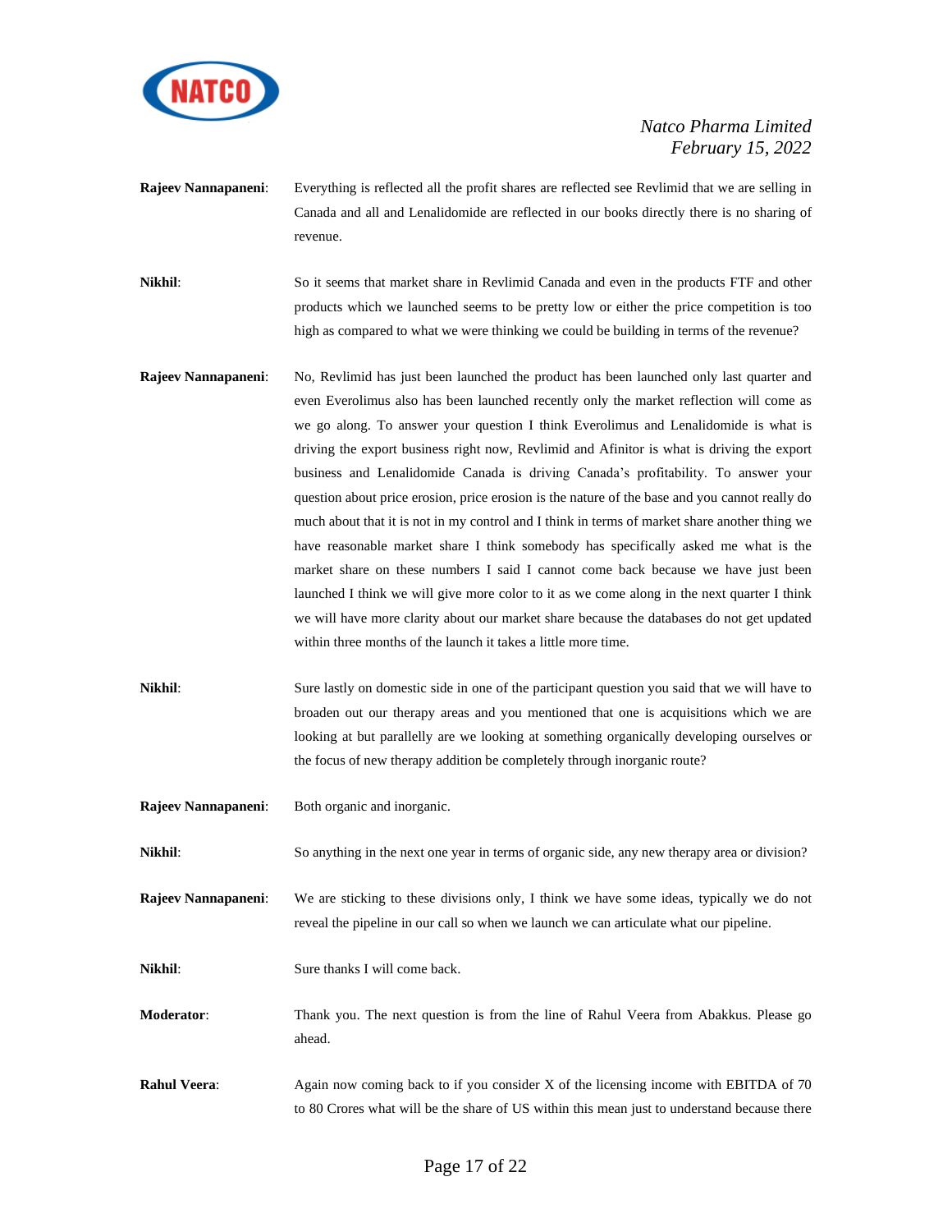**Rajeev Nannapaneni**: Everything is reflected all the profit shares are reflected see Revlimid that we are selling in Canada and all and Lenalidomide are reflected in our books directly there is no sharing of revenue.

**Nikhil**: So it seems that market share in Revlimid Canada and even in the products FTF and other products which we launched seems to be pretty low or either the price competition is too high as compared to what we were thinking we could be building in terms of the revenue?

**Rajeev Nannapaneni**: No, Revlimid has just been launched the product has been launched only last quarter and even Everolimus also has been launched recently only the market reflection will come as we go along. To answer your question I think Everolimus and Lenalidomide is what is driving the export business right now, Revlimid and Afinitor is what is driving the export business and Lenalidomide Canada is driving Canada's profitability. To answer your question about price erosion, price erosion is the nature of the base and you cannot really do much about that it is not in my control and I think in terms of market share another thing we have reasonable market share I think somebody has specifically asked me what is the market share on these numbers I said I cannot come back because we have just been launched I think we will give more color to it as we come along in the next quarter I think we will have more clarity about our market share because the databases do not get updated within three months of the launch it takes a little more time.

**Nikhil**: Sure lastly on domestic side in one of the participant question you said that we will have to broaden out our therapy areas and you mentioned that one is acquisitions which we are looking at but parallelly are we looking at something organically developing ourselves or the focus of new therapy addition be completely through inorganic route?

**Rajeev Nannapaneni**: Both organic and inorganic.

**Nikhil**: So anything in the next one year in terms of organic side, any new therapy area or division?

**Rajeev Nannapaneni**: We are sticking to these divisions only, I think we have some ideas, typically we do not reveal the pipeline in our call so when we launch we can articulate what our pipeline.

**Nikhil**: Sure thanks I will come back.

**Moderator**: Thank you. The next question is from the line of Rahul Veera from Abakkus. Please go ahead.

**Rahul Veera**: Again now coming back to if you consider X of the licensing income with EBITDA of 70 to 80 Crores what will be the share of US within this mean just to understand because there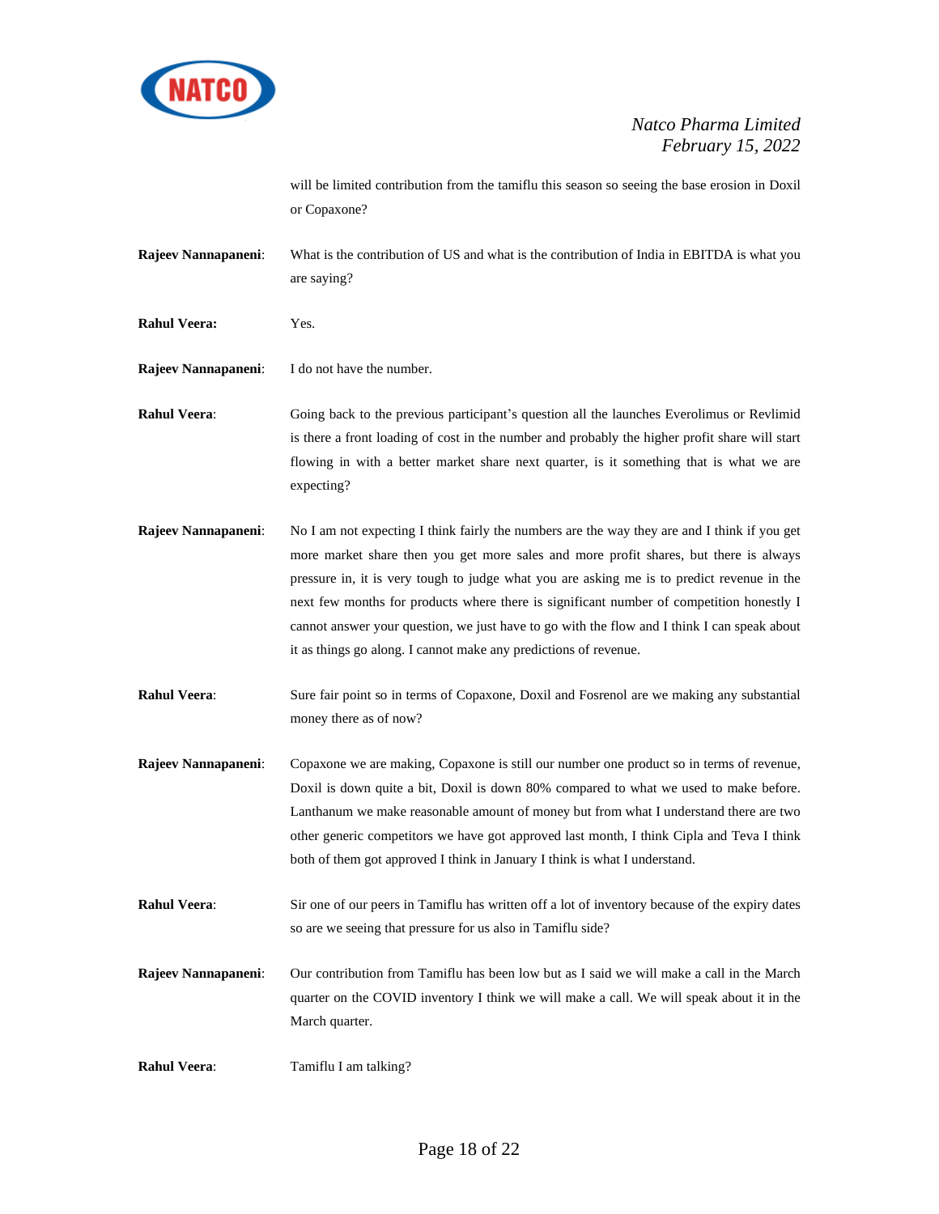will be limited contribution from the tamiflu this season so seeing the base erosion in Doxil or Copaxone?

**Rajeev Nannapaneni**: What is the contribution of US and what is the contribution of India in EBITDA is what you are saying?

**Rahul Veera:** Yes.

**Rajeev Nannapaneni**: I do not have the number.

**Rahul Veera**: Going back to the previous participant's question all the launches Everolimus or Revlimid is there a front loading of cost in the number and probably the higher profit share will start flowing in with a better market share next quarter, is it something that is what we are expecting?

**Rajeev Nannapaneni**: No I am not expecting I think fairly the numbers are the way they are and I think if you get more market share then you get more sales and more profit shares, but there is always pressure in, it is very tough to judge what you are asking me is to predict revenue in the next few months for products where there is significant number of competition honestly I cannot answer your question, we just have to go with the flow and I think I can speak about it as things go along. I cannot make any predictions of revenue.

**Rahul Veera**: Sure fair point so in terms of Copaxone, Doxil and Fosrenol are we making any substantial money there as of now?

**Rajeev Nannapaneni**: Copaxone we are making, Copaxone is still our number one product so in terms of revenue, Doxil is down quite a bit, Doxil is down 80% compared to what we used to make before. Lanthanum we make reasonable amount of money but from what I understand there are two other generic competitors we have got approved last month, I think Cipla and Teva I think both of them got approved I think in January I think is what I understand.

**Rahul Veera**: Sir one of our peers in Tamiflu has written off a lot of inventory because of the expiry dates so are we seeing that pressure for us also in Tamiflu side?

**Rajeev Nannapaneni**: Our contribution from Tamiflu has been low but as I said we will make a call in the March quarter on the COVID inventory I think we will make a call. We will speak about it in the March quarter.

**Rahul Veera**: Tamiflu I am talking?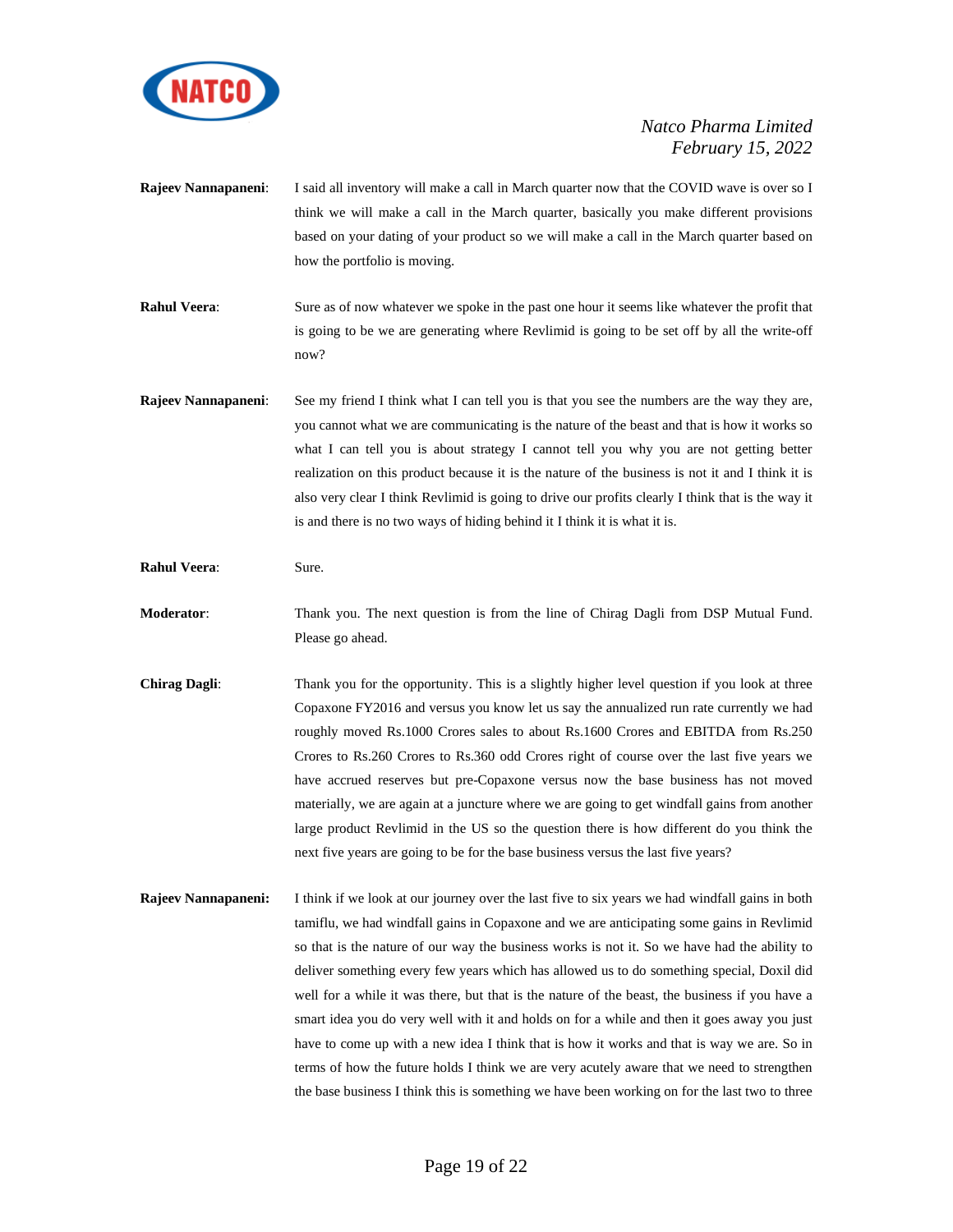**Rajeev Nannapaneni**: I said all inventory will make a call in March quarter now that the COVID wave is over so I think we will make a call in the March quarter, basically you make different provisions based on your dating of your product so we will make a call in the March quarter based on how the portfolio is moving.

**Rahul Veera**: Sure as of now whatever we spoke in the past one hour it seems like whatever the profit that is going to be we are generating where Revlimid is going to be set off by all the write-off now?

**Rajeev Nannapaneni**: See my friend I think what I can tell you is that you see the numbers are the way they are, you cannot what we are communicating is the nature of the beast and that is how it works so what I can tell you is about strategy I cannot tell you why you are not getting better realization on this product because it is the nature of the business is not it and I think it is also very clear I think Revlimid is going to drive our profits clearly I think that is the way it is and there is no two ways of hiding behind it I think it is what it is.

**Rahul Veera**: Sure.

**Moderator**: Thank you. The next question is from the line of Chirag Dagli from DSP Mutual Fund. Please go ahead.

**Chirag Dagli**: Thank you for the opportunity. This is a slightly higher level question if you look at three Copaxone FY2016 and versus you know let us say the annualized run rate currently we had roughly moved Rs.1000 Crores sales to about Rs.1600 Crores and EBITDA from Rs.250 Crores to Rs.260 Crores to Rs.360 odd Crores right of course over the last five years we have accrued reserves but pre-Copaxone versus now the base business has not moved materially, we are again at a juncture where we are going to get windfall gains from another large product Revlimid in the US so the question there is how different do you think the next five years are going to be for the base business versus the last five years?

**Rajeev Nannapaneni:** I think if we look at our journey over the last five to six years we had windfall gains in both tamiflu, we had windfall gains in Copaxone and we are anticipating some gains in Revlimid so that is the nature of our way the business works is not it. So we have had the ability to deliver something every few years which has allowed us to do something special, Doxil did well for a while it was there, but that is the nature of the beast, the business if you have a smart idea you do very well with it and holds on for a while and then it goes away you just have to come up with a new idea I think that is how it works and that is way we are. So in terms of how the future holds I think we are very acutely aware that we need to strengthen the base business I think this is something we have been working on for the last two to three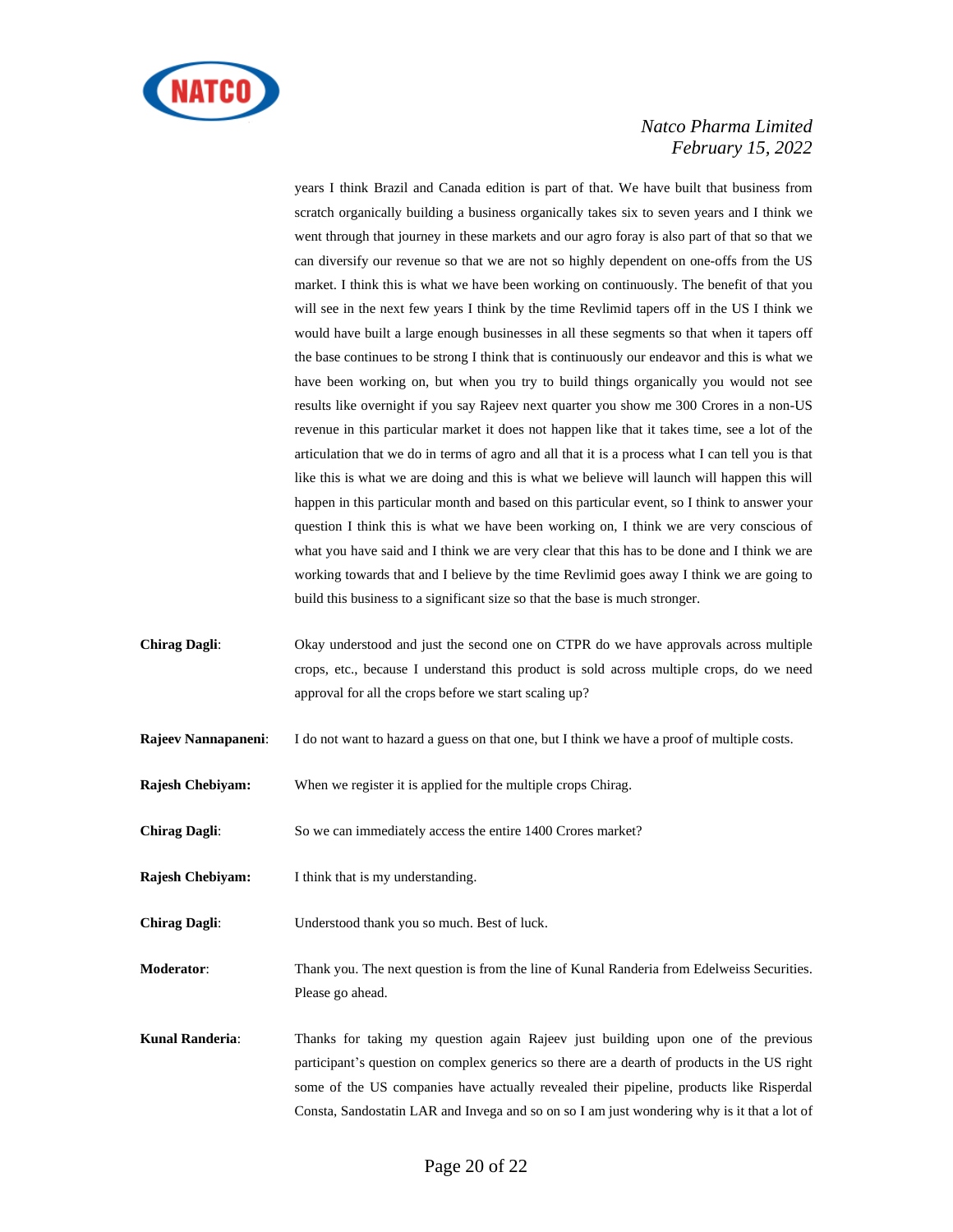years I think Brazil and Canada edition is part of that. We have built that business from scratch organically building a business organically takes six to seven years and I think we went through that journey in these markets and our agro foray is also part of that so that we can diversify our revenue so that we are not so highly dependent on one-offs from the US market. I think this is what we have been working on continuously. The benefit of that you will see in the next few years I think by the time Revlimid tapers off in the US I think we would have built a large enough businesses in all these segments so that when it tapers off the base continues to be strong I think that is continuously our endeavor and this is what we have been working on, but when you try to build things organically you would not see results like overnight if you say Rajeev next quarter you show me 300 Crores in a non-US revenue in this particular market it does not happen like that it takes time, see a lot of the articulation that we do in terms of agro and all that it is a process what I can tell you is that like this is what we are doing and this is what we believe will launch will happen this will happen in this particular month and based on this particular event, so I think to answer your question I think this is what we have been working on, I think we are very conscious of what you have said and I think we are very clear that this has to be done and I think we are working towards that and I believe by the time Revlimid goes away I think we are going to build this business to a significant size so that the base is much stronger.

**Chirag Dagli**: Okay understood and just the second one on CTPR do we have approvals across multiple crops, etc., because I understand this product is sold across multiple crops, do we need approval for all the crops before we start scaling up?

**Rajeev Nannapaneni**: I do not want to hazard a guess on that one, but I think we have a proof of multiple costs.

**Rajesh Chebiyam:** When we register it is applied for the multiple crops Chirag.

**Chirag Dagli**: So we can immediately access the entire 1400 Crores market?

**Rajesh Chebiyam:** I think that is my understanding.

**Chirag Dagli**: Understood thank you so much. Best of luck.

**Moderator**: Thank you. The next question is from the line of Kunal Randeria from Edelweiss Securities. Please go ahead.

**Kunal Randeria**: Thanks for taking my question again Rajeev just building upon one of the previous participant's question on complex generics so there are a dearth of products in the US right some of the US companies have actually revealed their pipeline, products like Risperdal Consta, Sandostatin LAR and Invega and so on so I am just wondering why is it that a lot of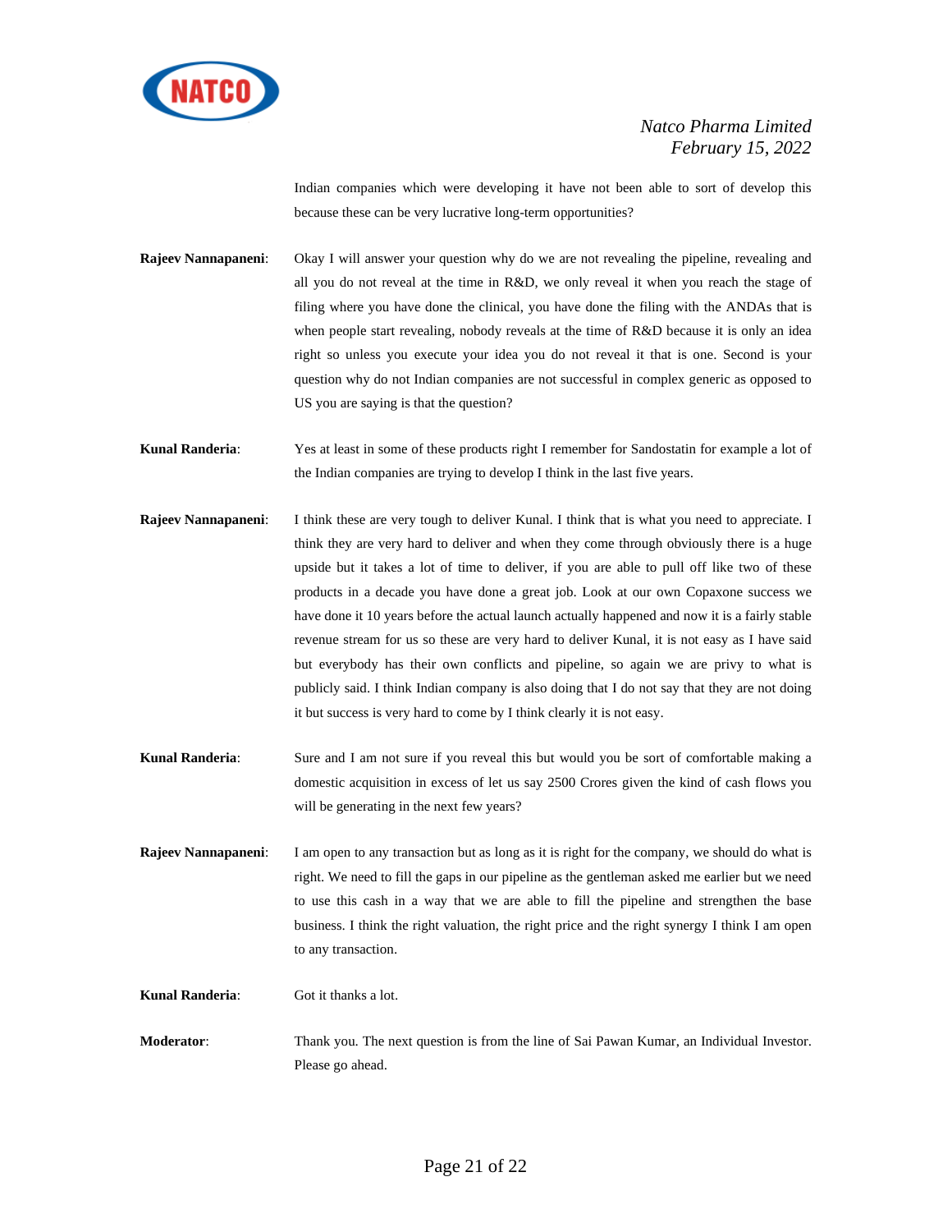Indian companies which were developing it have not been able to sort of develop this because these can be very lucrative long-term opportunities?

**Rajeev Nannapaneni**: Okay I will answer your question why do we are not revealing the pipeline, revealing and all you do not reveal at the time in R&D, we only reveal it when you reach the stage of filing where you have done the clinical, you have done the filing with the ANDAs that is when people start revealing, nobody reveals at the time of R&D because it is only an idea right so unless you execute your idea you do not reveal it that is one. Second is your question why do not Indian companies are not successful in complex generic as opposed to US you are saying is that the question?

**Kunal Randeria**: Yes at least in some of these products right I remember for Sandostatin for example a lot of the Indian companies are trying to develop I think in the last five years.

**Rajeev Nannapaneni**: I think these are very tough to deliver Kunal. I think that is what you need to appreciate. I think they are very hard to deliver and when they come through obviously there is a huge upside but it takes a lot of time to deliver, if you are able to pull off like two of these products in a decade you have done a great job. Look at our own Copaxone success we have done it 10 years before the actual launch actually happened and now it is a fairly stable revenue stream for us so these are very hard to deliver Kunal, it is not easy as I have said but everybody has their own conflicts and pipeline, so again we are privy to what is publicly said. I think Indian company is also doing that I do not say that they are not doing it but success is very hard to come by I think clearly it is not easy.

**Kunal Randeria**: Sure and I am not sure if you reveal this but would you be sort of comfortable making a domestic acquisition in excess of let us say 2500 Crores given the kind of cash flows you will be generating in the next few years?

**Rajeev Nannapaneni**: I am open to any transaction but as long as it is right for the company, we should do what is right. We need to fill the gaps in our pipeline as the gentleman asked me earlier but we need to use this cash in a way that we are able to fill the pipeline and strengthen the base business. I think the right valuation, the right price and the right synergy I think I am open to any transaction.

**Kunal Randeria**: Got it thanks a lot.

**Moderator**: Thank you. The next question is from the line of Sai Pawan Kumar, an Individual Investor. Please go ahead.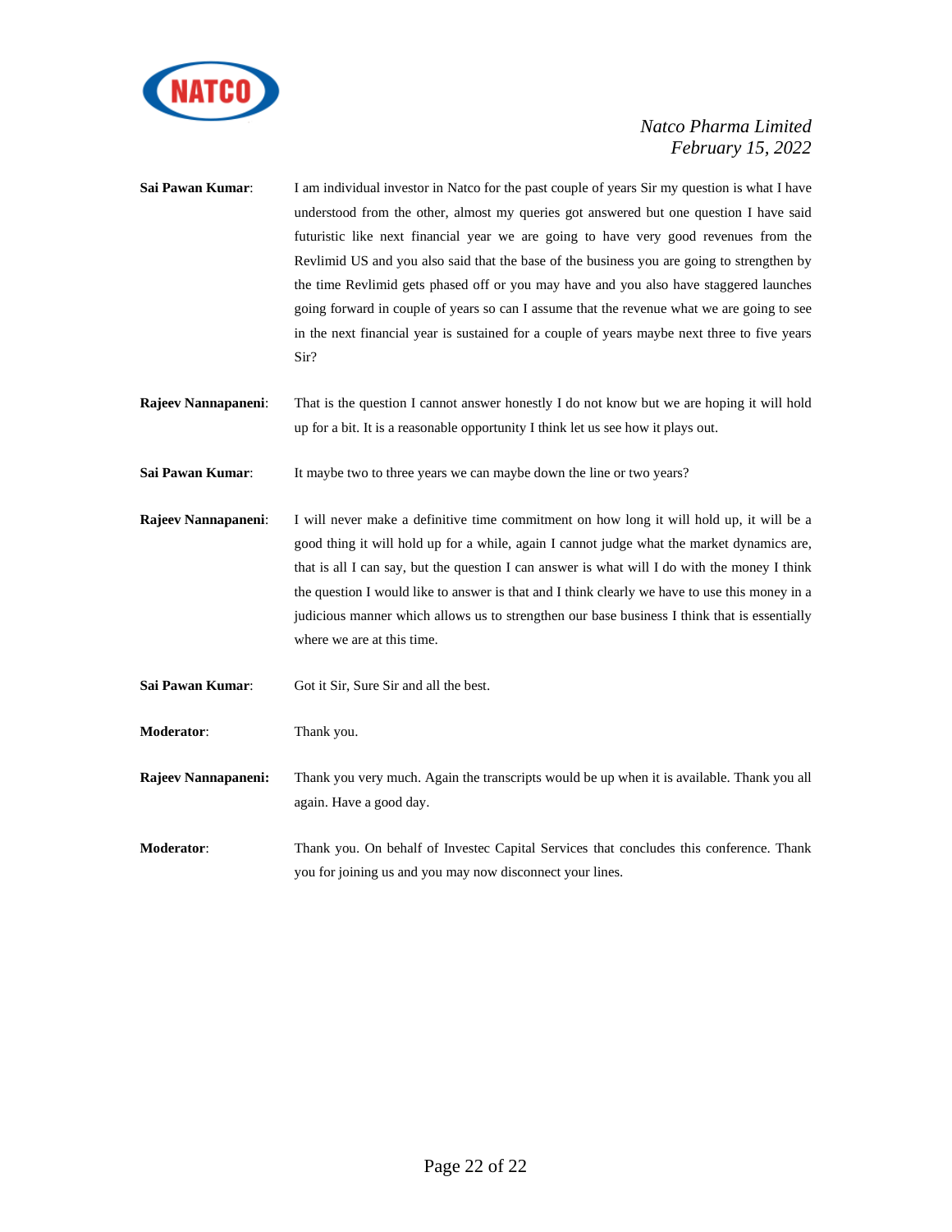**Sai Pawan Kumar**: I am individual investor in Natco for the past couple of years Sir my question is what I have understood from the other, almost my queries got answered but one question I have said futuristic like next financial year we are going to have very good revenues from the Revlimid US and you also said that the base of the business you are going to strengthen by the time Revlimid gets phased off or you may have and you also have staggered launches going forward in couple of years so can I assume that the revenue what we are going to see in the next financial year is sustained for a couple of years maybe next three to five years Sir?

**Rajeev Nannapaneni**: That is the question I cannot answer honestly I do not know but we are hoping it will hold up for a bit. It is a reasonable opportunity I think let us see how it plays out.

**Sai Pawan Kumar**: It maybe two to three years we can maybe down the line or two years?

**Rajeev Nannapaneni**: I will never make a definitive time commitment on how long it will hold up, it will be a good thing it will hold up for a while, again I cannot judge what the market dynamics are, that is all I can say, but the question I can answer is what will I do with the money I think the question I would like to answer is that and I think clearly we have to use this money in a judicious manner which allows us to strengthen our base business I think that is essentially where we are at this time.

**Sai Pawan Kumar**: Got it Sir, Sure Sir and all the best.

**Moderator**: Thank you.

**Rajeev Nannapaneni:** Thank you very much. Again the transcripts would be up when it is available. Thank you all again. Have a good day.

**Moderator**: Thank you. On behalf of Investec Capital Services that concludes this conference. Thank you for joining us and you may now disconnect your lines.